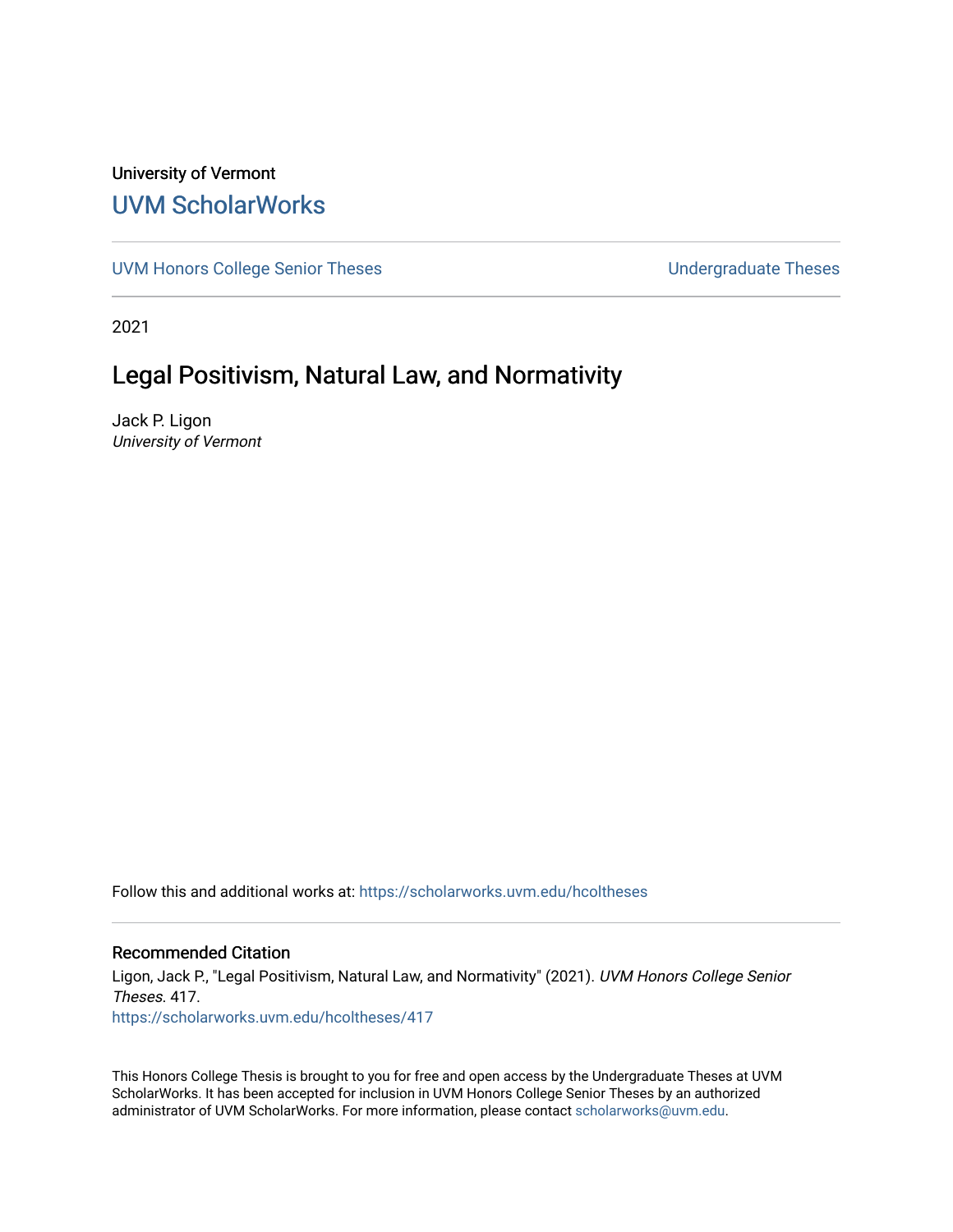University of Vermont

## UVM ScholarWorks

UVM Honors College Senior Theses | Undergraduate Theses

2021

# Legal Positivism, Natural Law, and Normativity

Jack P. Ligon
*University of Vermont*

Follow this and additional works at: https://scholarworks.uvm.edu/hcoltheses

### Recommended Citation

Ligon, Jack P., "Legal Positivism, Natural Law, and Normativity" (2021). *UVM Honors College Senior Theses*. 417.
https://scholarworks.uvm.edu/hcoltheses/417

This Honors College Thesis is brought to you for free and open access by the Undergraduate Theses at UVM ScholarWorks. It has been accepted for inclusion in UVM Honors College Senior Theses by an authorized administrator of UVM ScholarWorks. For more information, please contact scholarworks@uvm.edu.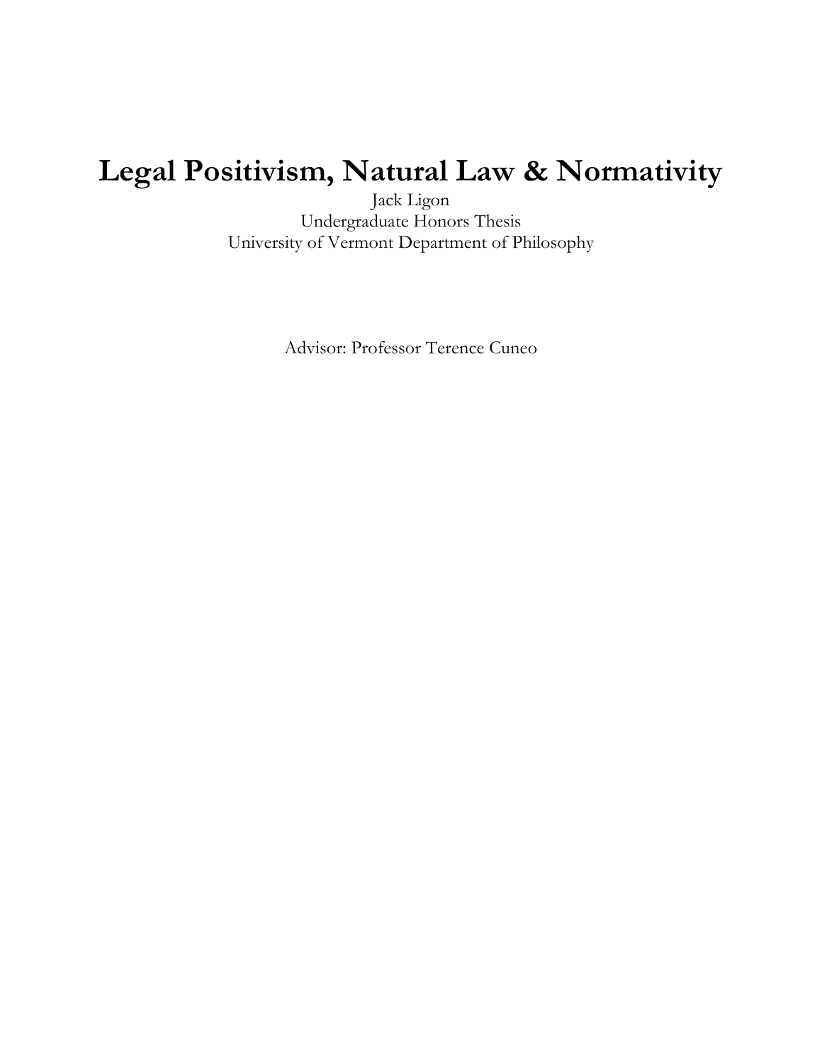# Legal Positivism, Natural Law & Normativity

Jack Ligon
Undergraduate Honors Thesis
University of Vermont Department of Philosophy

Advisor: Professor Terence Cuneo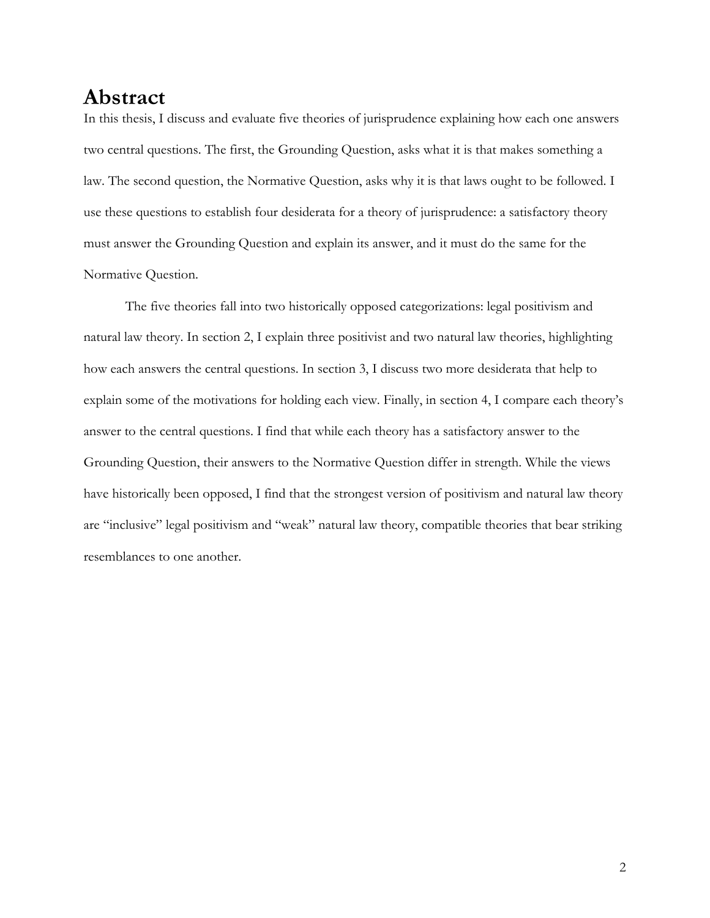# Abstract

In this thesis, I discuss and evaluate five theories of jurisprudence explaining how each one answers two central questions. The first, the Grounding Question, asks what it is that makes something a law. The second question, the Normative Question, asks why it is that laws ought to be followed. I use these questions to establish four desiderata for a theory of jurisprudence: a satisfactory theory must answer the Grounding Question and explain its answer, and it must do the same for the Normative Question.

The five theories fall into two historically opposed categorizations: legal positivism and natural law theory. In section 2, I explain three positivist and two natural law theories, highlighting how each answers the central questions. In section 3, I discuss two more desiderata that help to explain some of the motivations for holding each view. Finally, in section 4, I compare each theory's answer to the central questions. I find that while each theory has a satisfactory answer to the Grounding Question, their answers to the Normative Question differ in strength. While the views have historically been opposed, I find that the strongest version of positivism and natural law theory are "inclusive" legal positivism and "weak" natural law theory, compatible theories that bear striking resemblances to one another.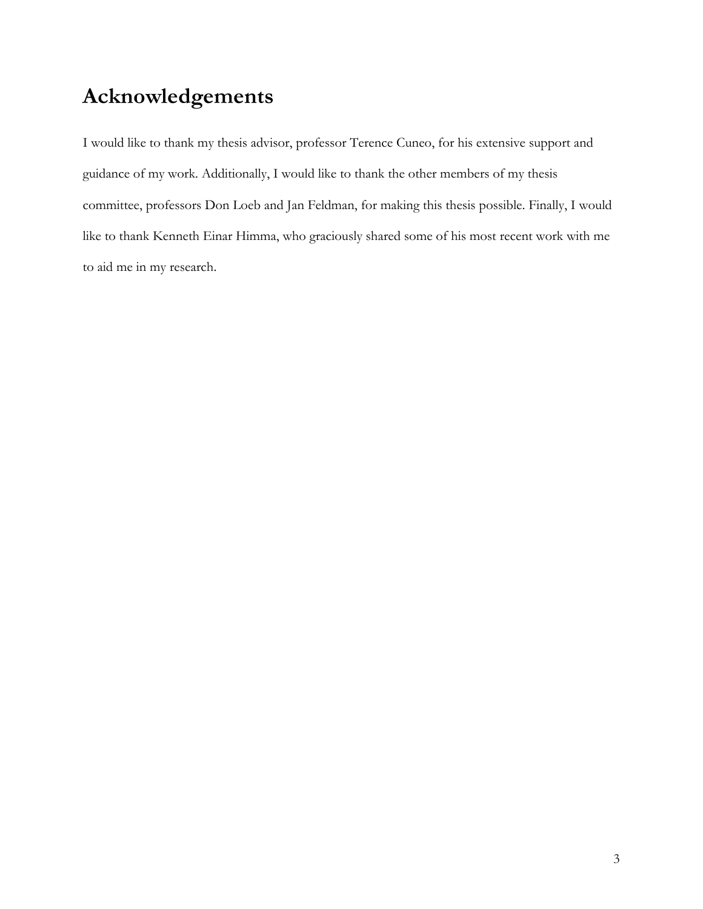# Acknowledgements

I would like to thank my thesis advisor, professor Terence Cuneo, for his extensive support and guidance of my work. Additionally, I would like to thank the other members of my thesis committee, professors Don Loeb and Jan Feldman, for making this thesis possible. Finally, I would like to thank Kenneth Einar Himma, who graciously shared some of his most recent work with me to aid me in my research.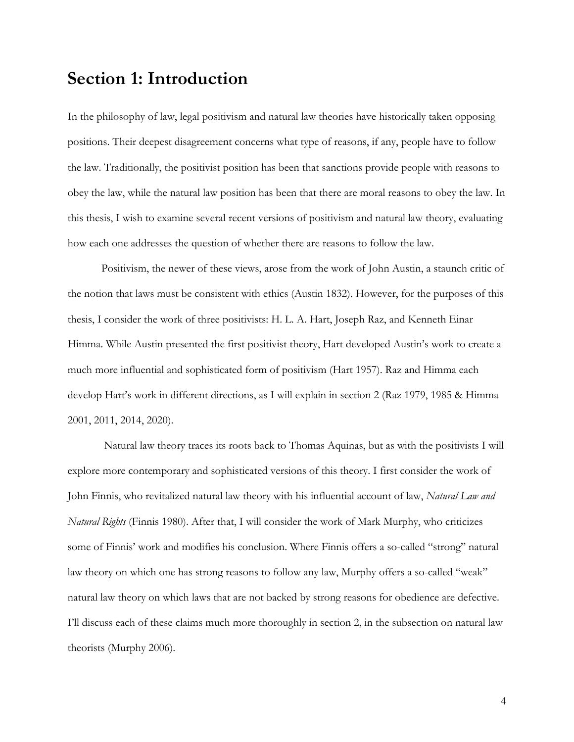# Section 1: Introduction

In the philosophy of law, legal positivism and natural law theories have historically taken opposing positions. Their deepest disagreement concerns what type of reasons, if any, people have to follow the law. Traditionally, the positivist position has been that sanctions provide people with reasons to obey the law, while the natural law position has been that there are moral reasons to obey the law. In this thesis, I wish to examine several recent versions of positivism and natural law theory, evaluating how each one addresses the question of whether there are reasons to follow the law.

Positivism, the newer of these views, arose from the work of John Austin, a staunch critic of the notion that laws must be consistent with ethics (Austin 1832). However, for the purposes of this thesis, I consider the work of three positivists: H. L. A. Hart, Joseph Raz, and Kenneth Einar Himma. While Austin presented the first positivist theory, Hart developed Austin's work to create a much more influential and sophisticated form of positivism (Hart 1957). Raz and Himma each develop Hart's work in different directions, as I will explain in section 2 (Raz 1979, 1985 & Himma 2001, 2011, 2014, 2020).

Natural law theory traces its roots back to Thomas Aquinas, but as with the positivists I will explore more contemporary and sophisticated versions of this theory. I first consider the work of John Finnis, who revitalized natural law theory with his influential account of law, *Natural Law and Natural Rights* (Finnis 1980). After that, I will consider the work of Mark Murphy, who criticizes some of Finnis' work and modifies his conclusion. Where Finnis offers a so-called "strong" natural law theory on which one has strong reasons to follow any law, Murphy offers a so-called "weak" natural law theory on which laws that are not backed by strong reasons for obedience are defective. I'll discuss each of these claims much more thoroughly in section 2, in the subsection on natural law theorists (Murphy 2006).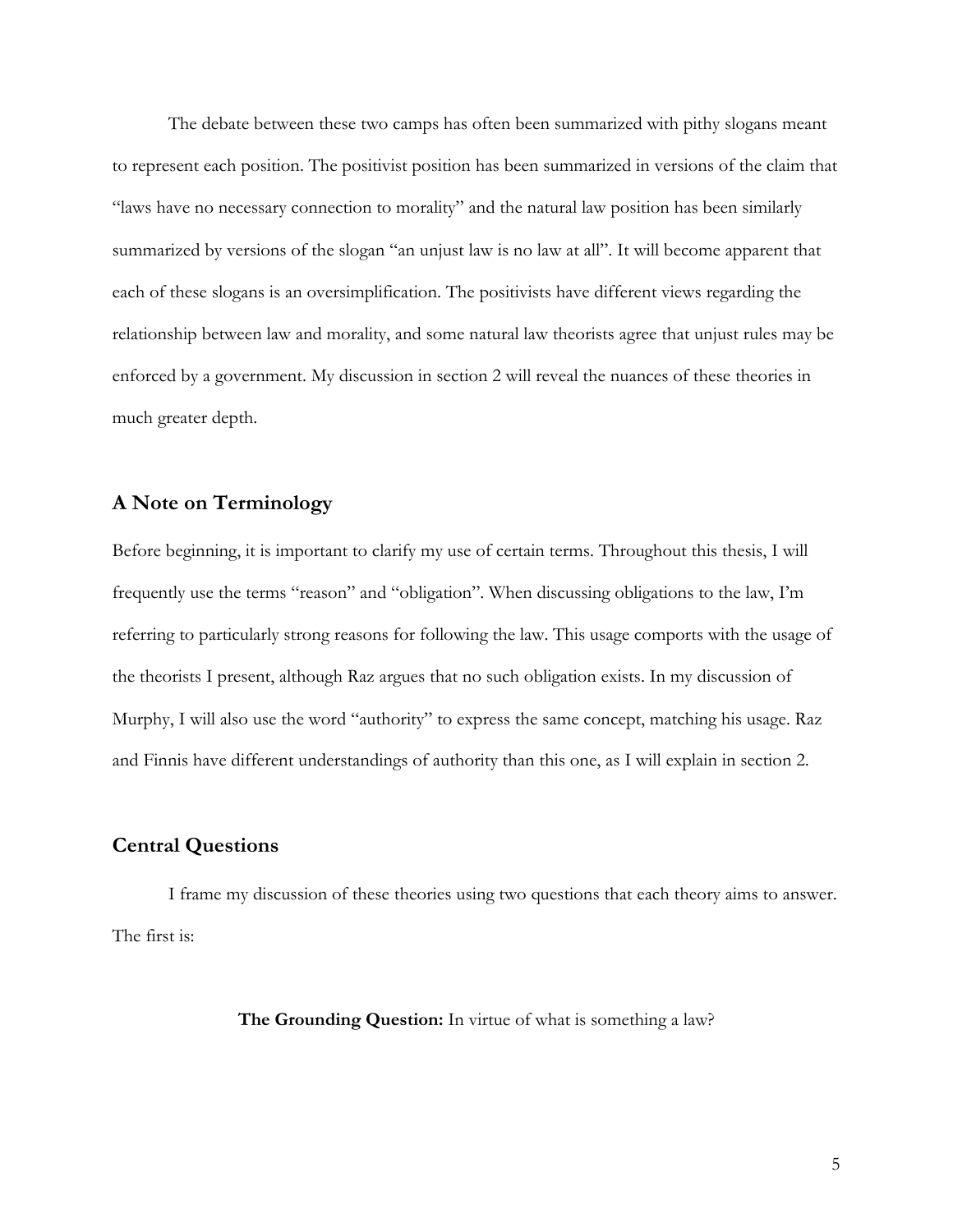The debate between these two camps has often been summarized with pithy slogans meant to represent each position. The positivist position has been summarized in versions of the claim that "laws have no necessary connection to morality" and the natural law position has been similarly summarized by versions of the slogan "an unjust law is no law at all". It will become apparent that each of these slogans is an oversimplification. The positivists have different views regarding the relationship between law and morality, and some natural law theorists agree that unjust rules may be enforced by a government. My discussion in section 2 will reveal the nuances of these theories in much greater depth.

## A Note on Terminology

Before beginning, it is important to clarify my use of certain terms. Throughout this thesis, I will frequently use the terms "reason" and "obligation". When discussing obligations to the law, I'm referring to particularly strong reasons for following the law. This usage comports with the usage of the theorists I present, although Raz argues that no such obligation exists. In my discussion of Murphy, I will also use the word "authority" to express the same concept, matching his usage. Raz and Finnis have different understandings of authority than this one, as I will explain in section 2.

## Central Questions

I frame my discussion of these theories using two questions that each theory aims to answer. The first is:

**The Grounding Question:** In virtue of what is something a law?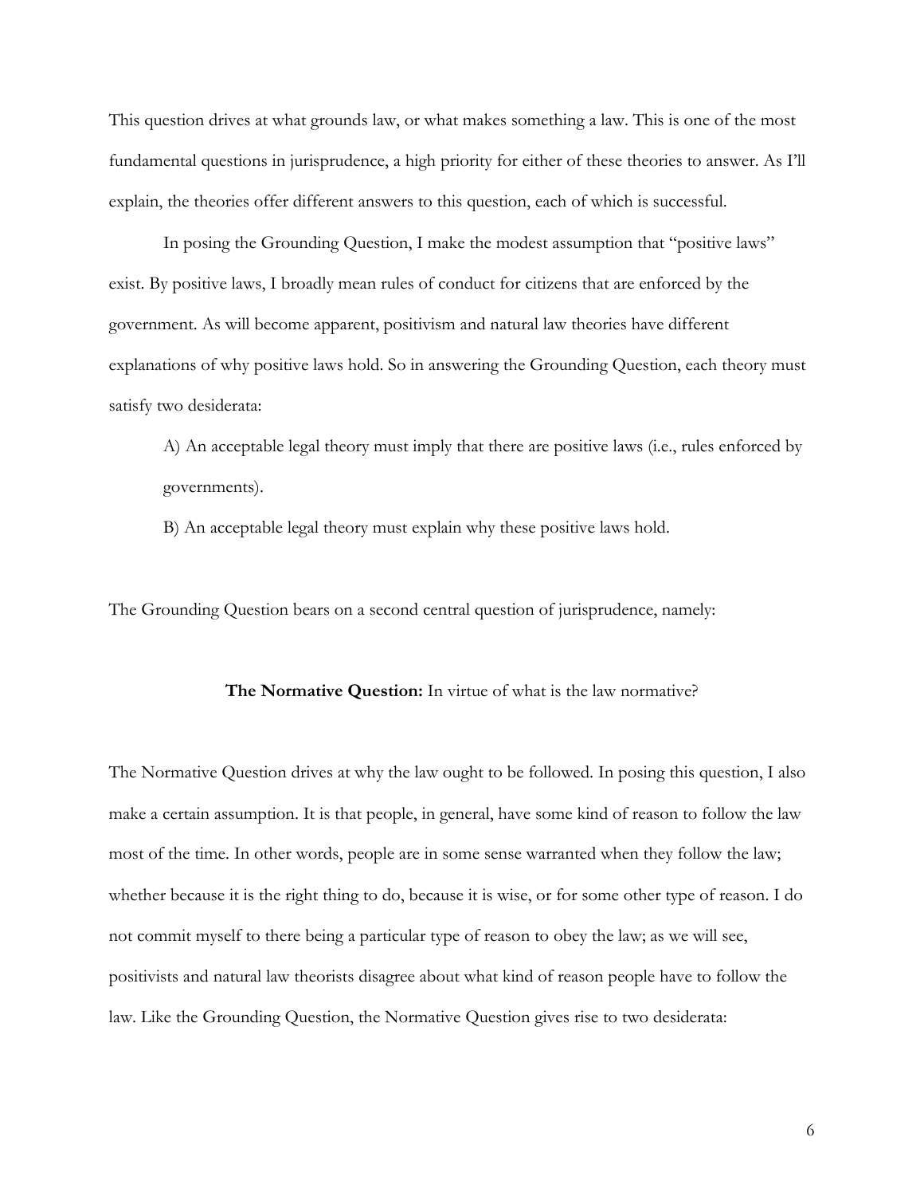This question drives at what grounds law, or what makes something a law. This is one of the most fundamental questions in jurisprudence, a high priority for either of these theories to answer. As I'll explain, the theories offer different answers to this question, each of which is successful.

In posing the Grounding Question, I make the modest assumption that "positive laws" exist. By positive laws, I broadly mean rules of conduct for citizens that are enforced by the government. As will become apparent, positivism and natural law theories have different explanations of why positive laws hold. So in answering the Grounding Question, each theory must satisfy two desiderata:

> A) An acceptable legal theory must imply that there are positive laws (i.e., rules enforced by governments).
>
> B) An acceptable legal theory must explain why these positive laws hold.

The Grounding Question bears on a second central question of jurisprudence, namely:

**The Normative Question:** In virtue of what is the law normative?

The Normative Question drives at why the law ought to be followed. In posing this question, I also make a certain assumption. It is that people, in general, have some kind of reason to follow the law most of the time. In other words, people are in some sense warranted when they follow the law; whether because it is the right thing to do, because it is wise, or for some other type of reason. I do not commit myself to there being a particular type of reason to obey the law; as we will see, positivists and natural law theorists disagree about what kind of reason people have to follow the law. Like the Grounding Question, the Normative Question gives rise to two desiderata: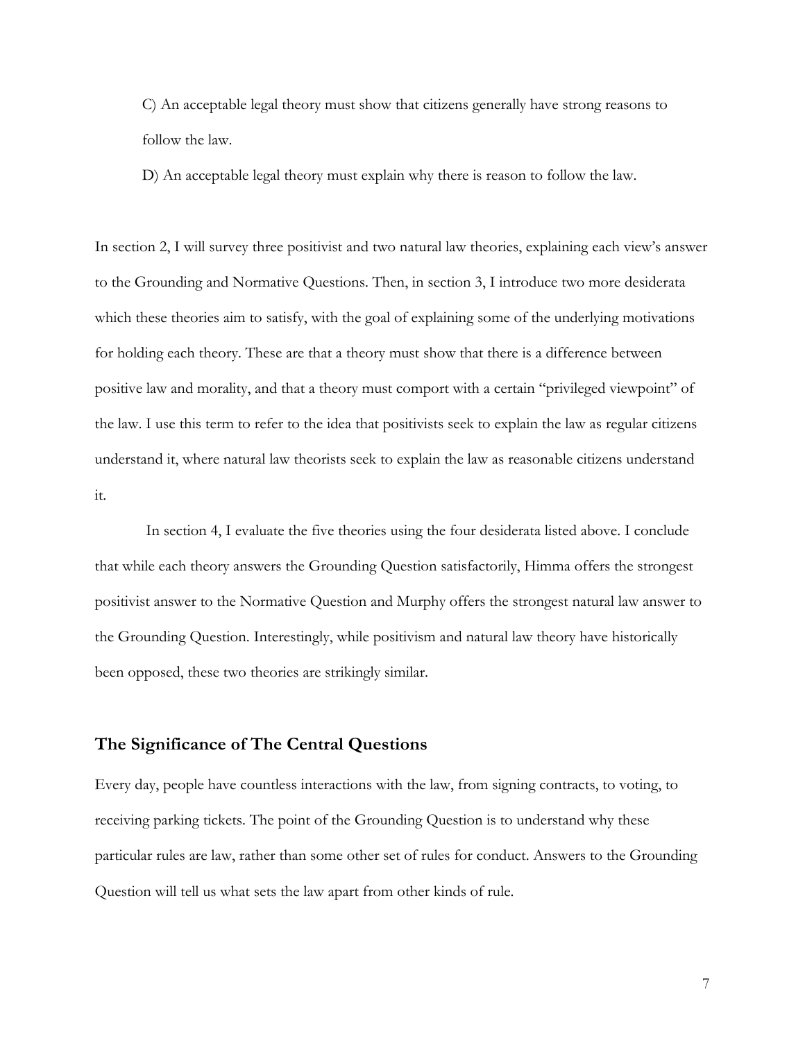C) An acceptable legal theory must show that citizens generally have strong reasons to follow the law.

D) An acceptable legal theory must explain why there is reason to follow the law.

In section 2, I will survey three positivist and two natural law theories, explaining each view's answer to the Grounding and Normative Questions. Then, in section 3, I introduce two more desiderata which these theories aim to satisfy, with the goal of explaining some of the underlying motivations for holding each theory. These are that a theory must show that there is a difference between positive law and morality, and that a theory must comport with a certain "privileged viewpoint" of the law. I use this term to refer to the idea that positivists seek to explain the law as regular citizens understand it, where natural law theorists seek to explain the law as reasonable citizens understand it.

In section 4, I evaluate the five theories using the four desiderata listed above. I conclude that while each theory answers the Grounding Question satisfactorily, Himma offers the strongest positivist answer to the Normative Question and Murphy offers the strongest natural law answer to the Grounding Question. Interestingly, while positivism and natural law theory have historically been opposed, these two theories are strikingly similar.

## The Significance of The Central Questions

Every day, people have countless interactions with the law, from signing contracts, to voting, to receiving parking tickets. The point of the Grounding Question is to understand why these particular rules are law, rather than some other set of rules for conduct. Answers to the Grounding Question will tell us what sets the law apart from other kinds of rule.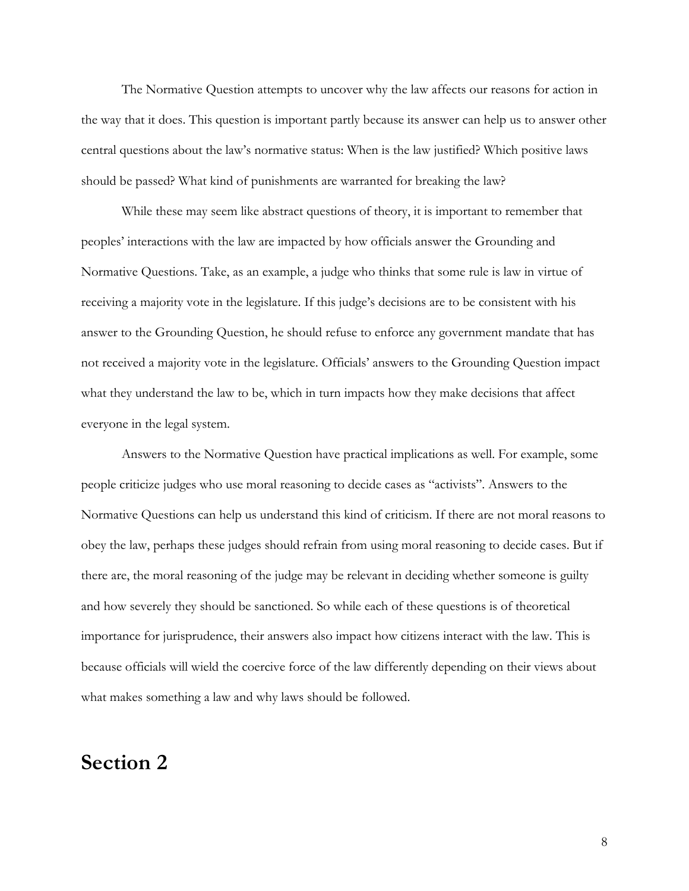The Normative Question attempts to uncover why the law affects our reasons for action in the way that it does. This question is important partly because its answer can help us to answer other central questions about the law's normative status: When is the law justified? Which positive laws should be passed? What kind of punishments are warranted for breaking the law?

While these may seem like abstract questions of theory, it is important to remember that peoples' interactions with the law are impacted by how officials answer the Grounding and Normative Questions. Take, as an example, a judge who thinks that some rule is law in virtue of receiving a majority vote in the legislature. If this judge's decisions are to be consistent with his answer to the Grounding Question, he should refuse to enforce any government mandate that has not received a majority vote in the legislature. Officials' answers to the Grounding Question impact what they understand the law to be, which in turn impacts how they make decisions that affect everyone in the legal system.

Answers to the Normative Question have practical implications as well. For example, some people criticize judges who use moral reasoning to decide cases as "activists". Answers to the Normative Questions can help us understand this kind of criticism. If there are not moral reasons to obey the law, perhaps these judges should refrain from using moral reasoning to decide cases. But if there are, the moral reasoning of the judge may be relevant in deciding whether someone is guilty and how severely they should be sanctioned. So while each of these questions is of theoretical importance for jurisprudence, their answers also impact how citizens interact with the law. This is because officials will wield the coercive force of the law differently depending on their views about what makes something a law and why laws should be followed.

# Section 2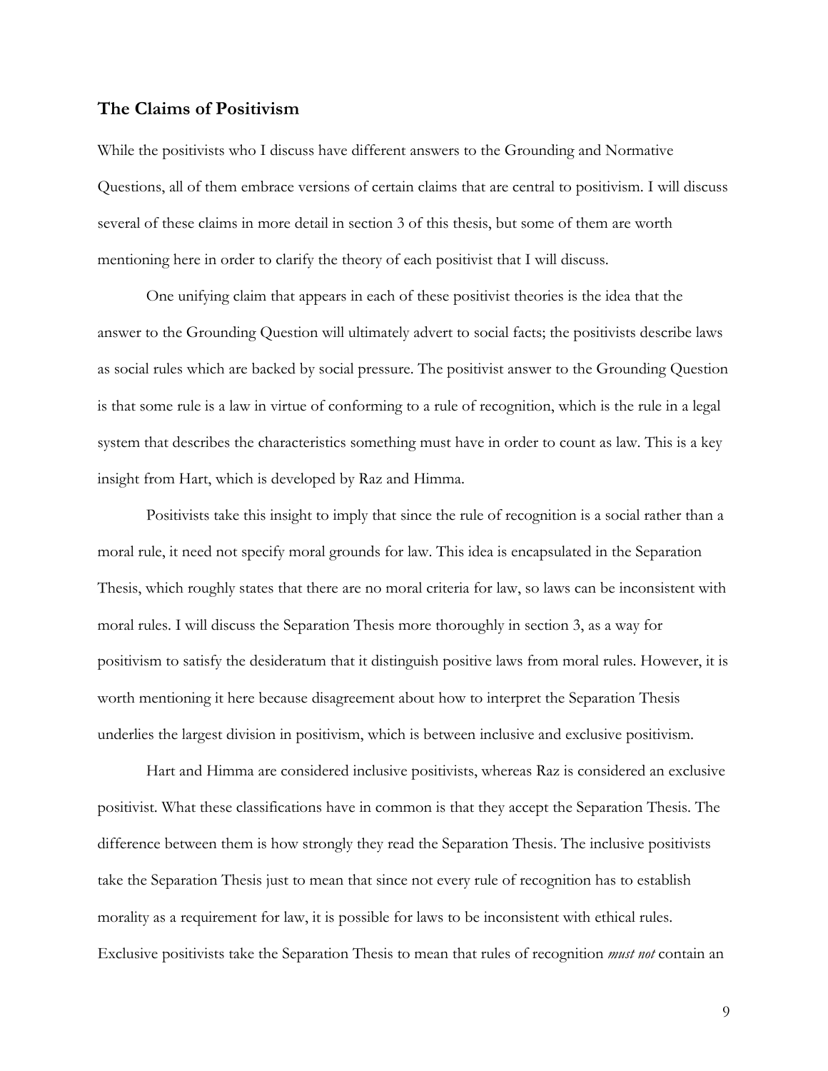## The Claims of Positivism

While the positivists who I discuss have different answers to the Grounding and Normative Questions, all of them embrace versions of certain claims that are central to positivism. I will discuss several of these claims in more detail in section 3 of this thesis, but some of them are worth mentioning here in order to clarify the theory of each positivist that I will discuss.

One unifying claim that appears in each of these positivist theories is the idea that the answer to the Grounding Question will ultimately advert to social facts; the positivists describe laws as social rules which are backed by social pressure. The positivist answer to the Grounding Question is that some rule is a law in virtue of conforming to a rule of recognition, which is the rule in a legal system that describes the characteristics something must have in order to count as law. This is a key insight from Hart, which is developed by Raz and Himma.

Positivists take this insight to imply that since the rule of recognition is a social rather than a moral rule, it need not specify moral grounds for law. This idea is encapsulated in the Separation Thesis, which roughly states that there are no moral criteria for law, so laws can be inconsistent with moral rules. I will discuss the Separation Thesis more thoroughly in section 3, as a way for positivism to satisfy the desideratum that it distinguish positive laws from moral rules. However, it is worth mentioning it here because disagreement about how to interpret the Separation Thesis underlies the largest division in positivism, which is between inclusive and exclusive positivism.

Hart and Himma are considered inclusive positivists, whereas Raz is considered an exclusive positivist. What these classifications have in common is that they accept the Separation Thesis. The difference between them is how strongly they read the Separation Thesis. The inclusive positivists take the Separation Thesis just to mean that since not every rule of recognition has to establish morality as a requirement for law, it is possible for laws to be inconsistent with ethical rules. Exclusive positivists take the Separation Thesis to mean that rules of recognition *must not* contain an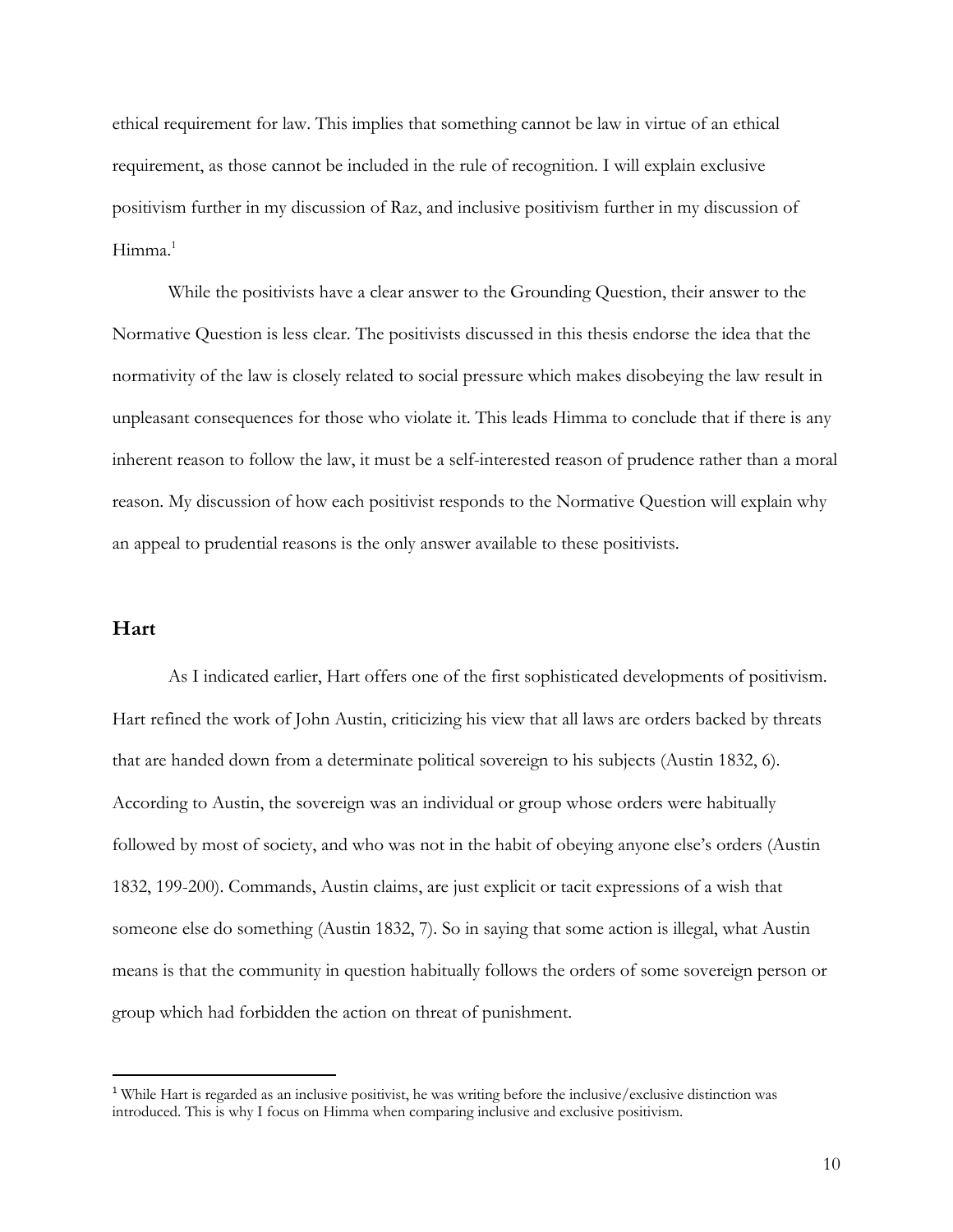ethical requirement for law. This implies that something cannot be law in virtue of an ethical requirement, as those cannot be included in the rule of recognition. I will explain exclusive positivism further in my discussion of Raz, and inclusive positivism further in my discussion of Himma.[1]

While the positivists have a clear answer to the Grounding Question, their answer to the Normative Question is less clear. The positivists discussed in this thesis endorse the idea that the normativity of the law is closely related to social pressure which makes disobeying the law result in unpleasant consequences for those who violate it. This leads Himma to conclude that if there is any inherent reason to follow the law, it must be a self-interested reason of prudence rather than a moral reason. My discussion of how each positivist responds to the Normative Question will explain why an appeal to prudential reasons is the only answer available to these positivists.

## Hart

As I indicated earlier, Hart offers one of the first sophisticated developments of positivism. Hart refined the work of John Austin, criticizing his view that all laws are orders backed by threats that are handed down from a determinate political sovereign to his subjects (Austin 1832, 6). According to Austin, the sovereign was an individual or group whose orders were habitually followed by most of society, and who was not in the habit of obeying anyone else's orders (Austin 1832, 199-200). Commands, Austin claims, are just explicit or tacit expressions of a wish that someone else do something (Austin 1832, 7). So in saying that some action is illegal, what Austin means is that the community in question habitually follows the orders of some sovereign person or group which had forbidden the action on threat of punishment.

[1] While Hart is regarded as an inclusive positivist, he was writing before the inclusive/exclusive distinction was introduced. This is why I focus on Himma when comparing inclusive and exclusive positivism.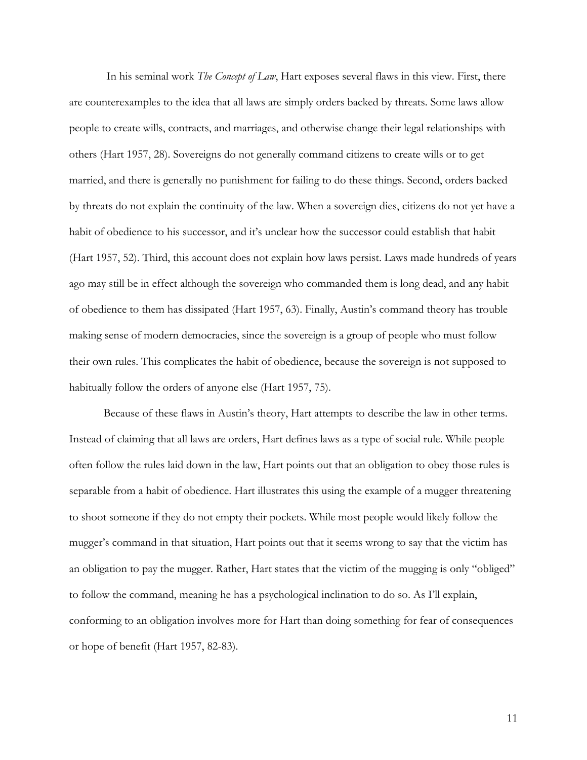In his seminal work *The Concept of Law*, Hart exposes several flaws in this view. First, there are counterexamples to the idea that all laws are simply orders backed by threats. Some laws allow people to create wills, contracts, and marriages, and otherwise change their legal relationships with others (Hart 1957, 28). Sovereigns do not generally command citizens to create wills or to get married, and there is generally no punishment for failing to do these things. Second, orders backed by threats do not explain the continuity of the law. When a sovereign dies, citizens do not yet have a habit of obedience to his successor, and it's unclear how the successor could establish that habit (Hart 1957, 52). Third, this account does not explain how laws persist. Laws made hundreds of years ago may still be in effect although the sovereign who commanded them is long dead, and any habit of obedience to them has dissipated (Hart 1957, 63). Finally, Austin's command theory has trouble making sense of modern democracies, since the sovereign is a group of people who must follow their own rules. This complicates the habit of obedience, because the sovereign is not supposed to habitually follow the orders of anyone else (Hart 1957, 75).

Because of these flaws in Austin's theory, Hart attempts to describe the law in other terms. Instead of claiming that all laws are orders, Hart defines laws as a type of social rule. While people often follow the rules laid down in the law, Hart points out that an obligation to obey those rules is separable from a habit of obedience. Hart illustrates this using the example of a mugger threatening to shoot someone if they do not empty their pockets. While most people would likely follow the mugger's command in that situation, Hart points out that it seems wrong to say that the victim has an obligation to pay the mugger. Rather, Hart states that the victim of the mugging is only "obliged" to follow the command, meaning he has a psychological inclination to do so. As I'll explain, conforming to an obligation involves more for Hart than doing something for fear of consequences or hope of benefit (Hart 1957, 82-83).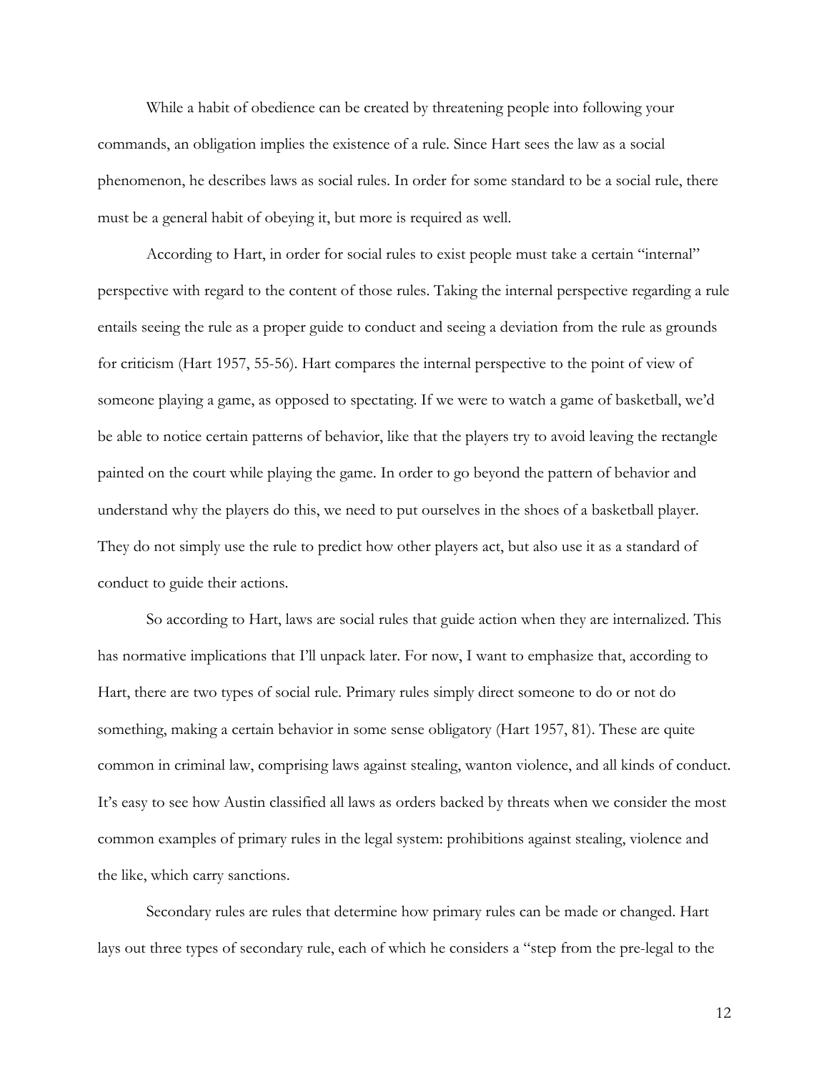While a habit of obedience can be created by threatening people into following your commands, an obligation implies the existence of a rule. Since Hart sees the law as a social phenomenon, he describes laws as social rules. In order for some standard to be a social rule, there must be a general habit of obeying it, but more is required as well.

According to Hart, in order for social rules to exist people must take a certain "internal" perspective with regard to the content of those rules. Taking the internal perspective regarding a rule entails seeing the rule as a proper guide to conduct and seeing a deviation from the rule as grounds for criticism (Hart 1957, 55-56). Hart compares the internal perspective to the point of view of someone playing a game, as opposed to spectating. If we were to watch a game of basketball, we'd be able to notice certain patterns of behavior, like that the players try to avoid leaving the rectangle painted on the court while playing the game. In order to go beyond the pattern of behavior and understand why the players do this, we need to put ourselves in the shoes of a basketball player. They do not simply use the rule to predict how other players act, but also use it as a standard of conduct to guide their actions.

So according to Hart, laws are social rules that guide action when they are internalized. This has normative implications that I'll unpack later. For now, I want to emphasize that, according to Hart, there are two types of social rule. Primary rules simply direct someone to do or not do something, making a certain behavior in some sense obligatory (Hart 1957, 81). These are quite common in criminal law, comprising laws against stealing, wanton violence, and all kinds of conduct. It's easy to see how Austin classified all laws as orders backed by threats when we consider the most common examples of primary rules in the legal system: prohibitions against stealing, violence and the like, which carry sanctions.

Secondary rules are rules that determine how primary rules can be made or changed. Hart lays out three types of secondary rule, each of which he considers a "step from the pre-legal to the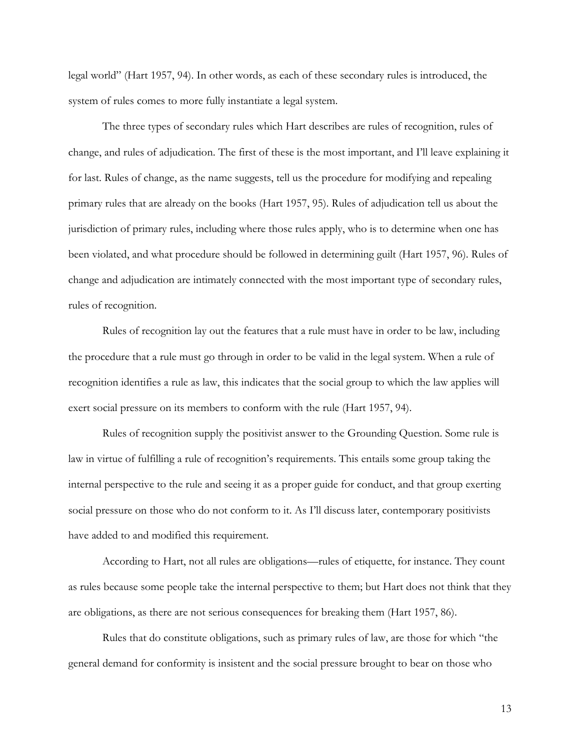legal world" (Hart 1957, 94). In other words, as each of these secondary rules is introduced, the system of rules comes to more fully instantiate a legal system.

The three types of secondary rules which Hart describes are rules of recognition, rules of change, and rules of adjudication. The first of these is the most important, and I'll leave explaining it for last. Rules of change, as the name suggests, tell us the procedure for modifying and repealing primary rules that are already on the books (Hart 1957, 95). Rules of adjudication tell us about the jurisdiction of primary rules, including where those rules apply, who is to determine when one has been violated, and what procedure should be followed in determining guilt (Hart 1957, 96). Rules of change and adjudication are intimately connected with the most important type of secondary rules, rules of recognition.

Rules of recognition lay out the features that a rule must have in order to be law, including the procedure that a rule must go through in order to be valid in the legal system. When a rule of recognition identifies a rule as law, this indicates that the social group to which the law applies will exert social pressure on its members to conform with the rule (Hart 1957, 94).

Rules of recognition supply the positivist answer to the Grounding Question. Some rule is law in virtue of fulfilling a rule of recognition's requirements. This entails some group taking the internal perspective to the rule and seeing it as a proper guide for conduct, and that group exerting social pressure on those who do not conform to it. As I'll discuss later, contemporary positivists have added to and modified this requirement.

According to Hart, not all rules are obligations—rules of etiquette, for instance. They count as rules because some people take the internal perspective to them; but Hart does not think that they are obligations, as there are not serious consequences for breaking them (Hart 1957, 86).

Rules that do constitute obligations, such as primary rules of law, are those for which "the general demand for conformity is insistent and the social pressure brought to bear on those who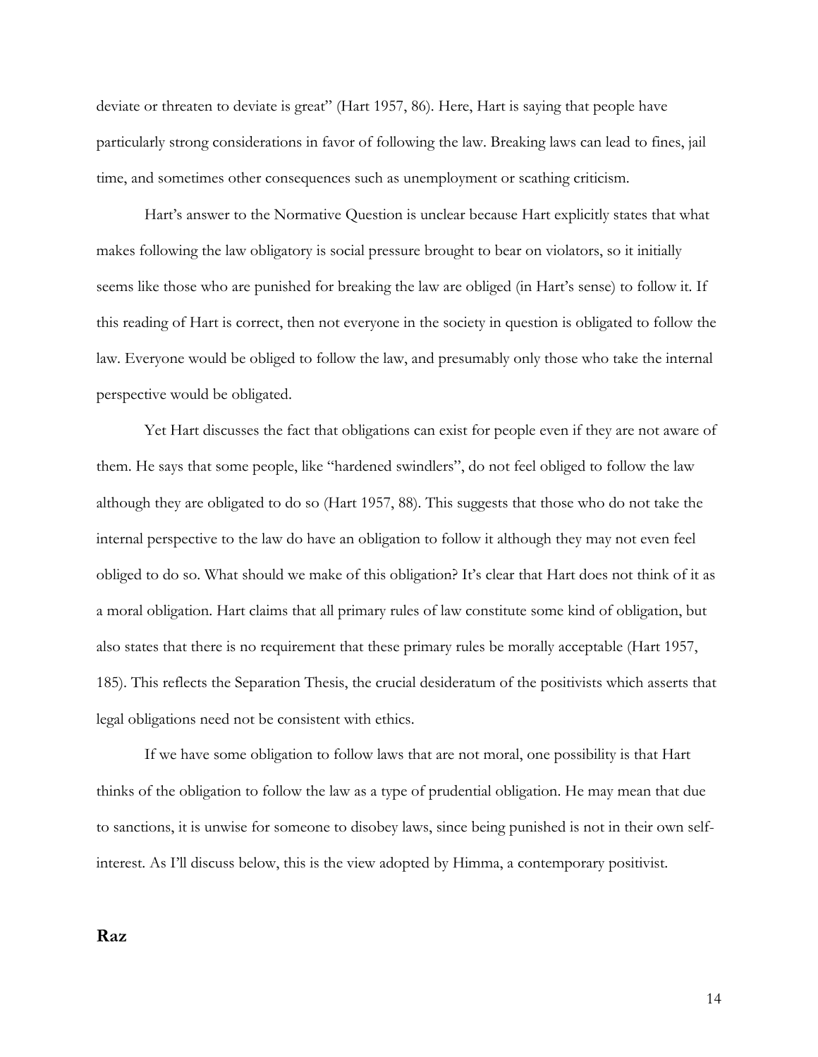deviate or threaten to deviate is great" (Hart 1957, 86). Here, Hart is saying that people have particularly strong considerations in favor of following the law. Breaking laws can lead to fines, jail time, and sometimes other consequences such as unemployment or scathing criticism.

Hart's answer to the Normative Question is unclear because Hart explicitly states that what makes following the law obligatory is social pressure brought to bear on violators, so it initially seems like those who are punished for breaking the law are obliged (in Hart's sense) to follow it. If this reading of Hart is correct, then not everyone in the society in question is obligated to follow the law. Everyone would be obliged to follow the law, and presumably only those who take the internal perspective would be obligated.

Yet Hart discusses the fact that obligations can exist for people even if they are not aware of them. He says that some people, like "hardened swindlers", do not feel obliged to follow the law although they are obligated to do so (Hart 1957, 88). This suggests that those who do not take the internal perspective to the law do have an obligation to follow it although they may not even feel obliged to do so. What should we make of this obligation? It's clear that Hart does not think of it as a moral obligation. Hart claims that all primary rules of law constitute some kind of obligation, but also states that there is no requirement that these primary rules be morally acceptable (Hart 1957, 185). This reflects the Separation Thesis, the crucial desideratum of the positivists which asserts that legal obligations need not be consistent with ethics.

If we have some obligation to follow laws that are not moral, one possibility is that Hart thinks of the obligation to follow the law as a type of prudential obligation. He may mean that due to sanctions, it is unwise for someone to disobey laws, since being punished is not in their own self-interest. As I'll discuss below, this is the view adopted by Himma, a contemporary positivist.

## Raz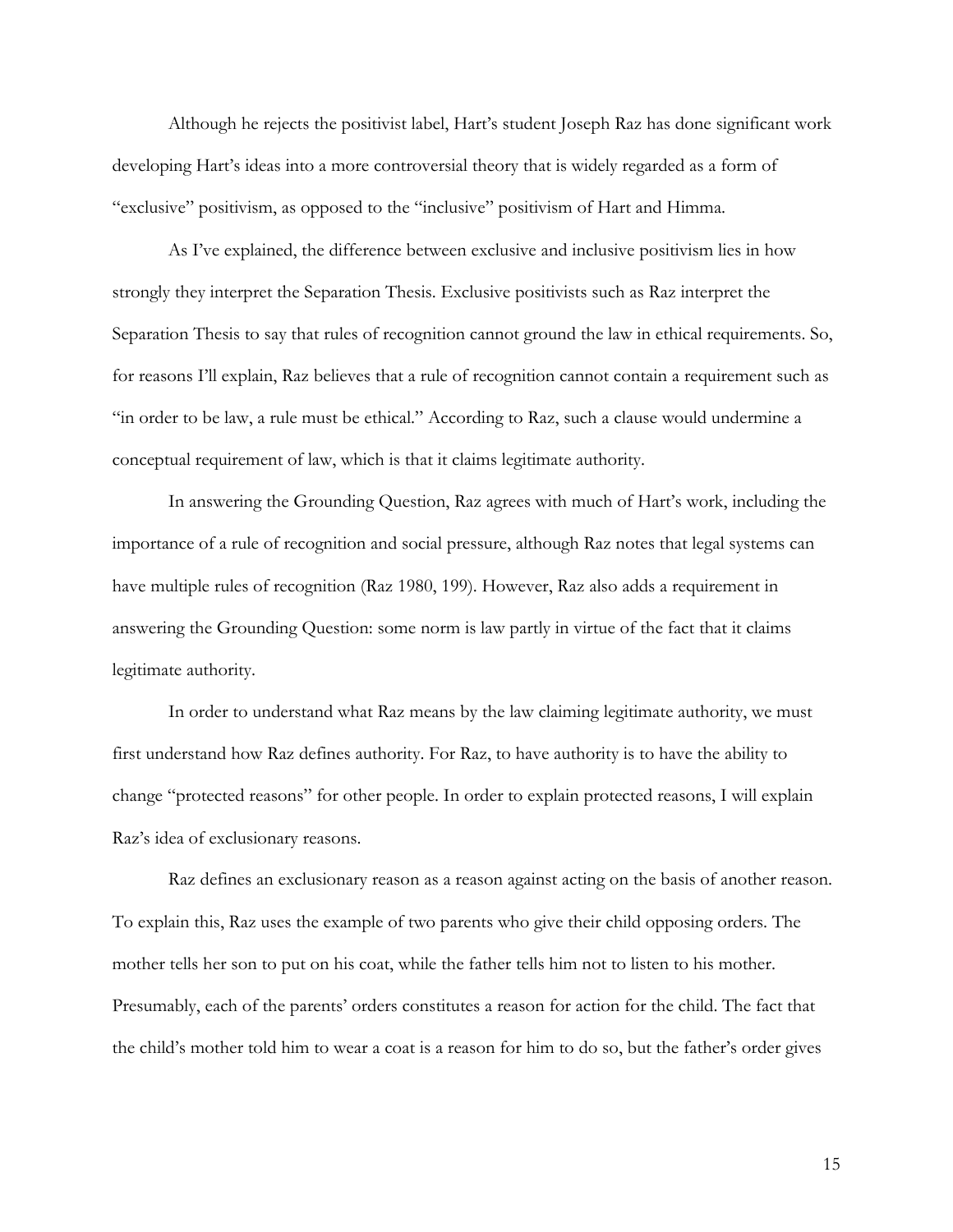Although he rejects the positivist label, Hart's student Joseph Raz has done significant work developing Hart's ideas into a more controversial theory that is widely regarded as a form of "exclusive" positivism, as opposed to the "inclusive" positivism of Hart and Himma.

As I've explained, the difference between exclusive and inclusive positivism lies in how strongly they interpret the Separation Thesis. Exclusive positivists such as Raz interpret the Separation Thesis to say that rules of recognition cannot ground the law in ethical requirements. So, for reasons I'll explain, Raz believes that a rule of recognition cannot contain a requirement such as "in order to be law, a rule must be ethical." According to Raz, such a clause would undermine a conceptual requirement of law, which is that it claims legitimate authority.

In answering the Grounding Question, Raz agrees with much of Hart's work, including the importance of a rule of recognition and social pressure, although Raz notes that legal systems can have multiple rules of recognition (Raz 1980, 199). However, Raz also adds a requirement in answering the Grounding Question: some norm is law partly in virtue of the fact that it claims legitimate authority.

In order to understand what Raz means by the law claiming legitimate authority, we must first understand how Raz defines authority. For Raz, to have authority is to have the ability to change "protected reasons" for other people. In order to explain protected reasons, I will explain Raz's idea of exclusionary reasons.

Raz defines an exclusionary reason as a reason against acting on the basis of another reason. To explain this, Raz uses the example of two parents who give their child opposing orders. The mother tells her son to put on his coat, while the father tells him not to listen to his mother. Presumably, each of the parents' orders constitutes a reason for action for the child. The fact that the child's mother told him to wear a coat is a reason for him to do so, but the father's order gives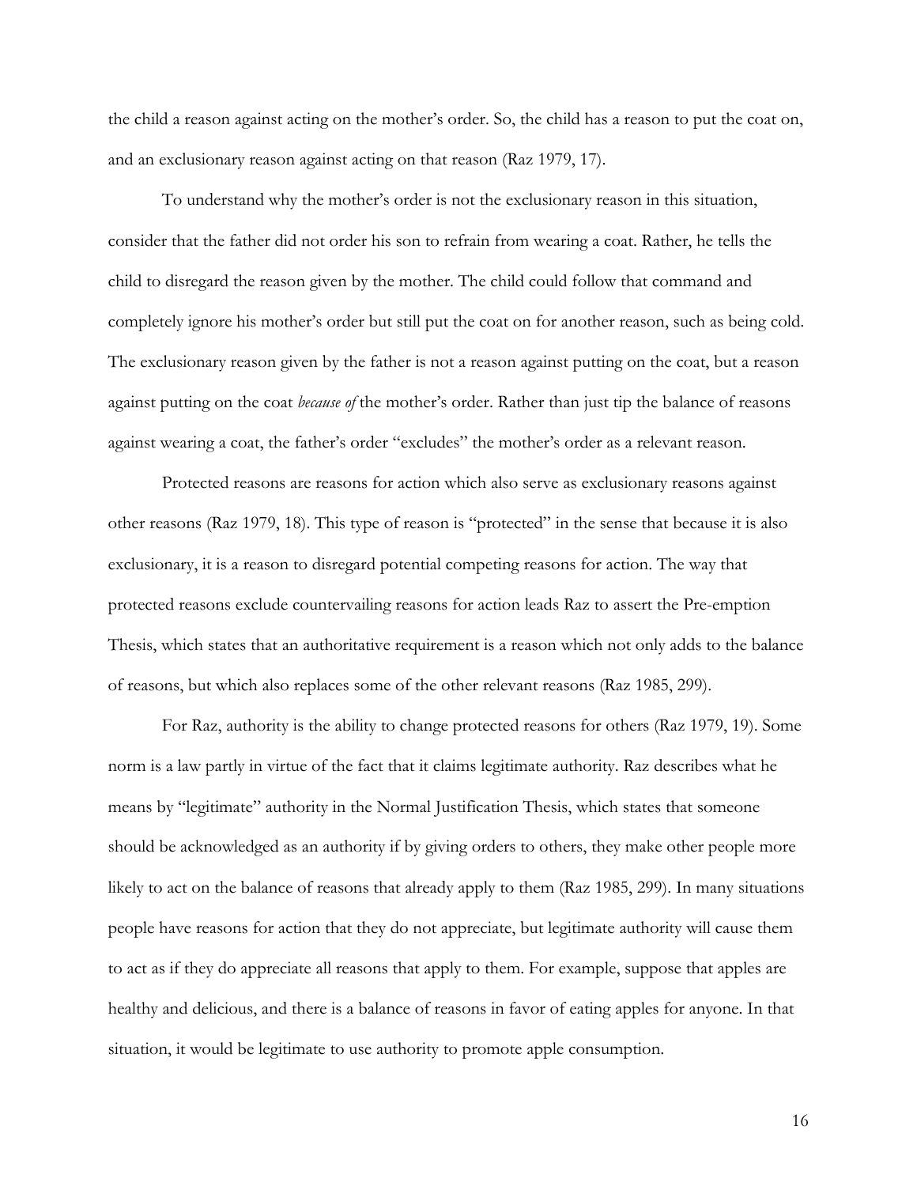the child a reason against acting on the mother's order. So, the child has a reason to put the coat on, and an exclusionary reason against acting on that reason (Raz 1979, 17).

To understand why the mother's order is not the exclusionary reason in this situation, consider that the father did not order his son to refrain from wearing a coat. Rather, he tells the child to disregard the reason given by the mother. The child could follow that command and completely ignore his mother's order but still put the coat on for another reason, such as being cold. The exclusionary reason given by the father is not a reason against putting on the coat, but a reason against putting on the coat *because of* the mother's order. Rather than just tip the balance of reasons against wearing a coat, the father's order "excludes" the mother's order as a relevant reason.

Protected reasons are reasons for action which also serve as exclusionary reasons against other reasons (Raz 1979, 18). This type of reason is "protected" in the sense that because it is also exclusionary, it is a reason to disregard potential competing reasons for action. The way that protected reasons exclude countervailing reasons for action leads Raz to assert the Pre-emption Thesis, which states that an authoritative requirement is a reason which not only adds to the balance of reasons, but which also replaces some of the other relevant reasons (Raz 1985, 299).

For Raz, authority is the ability to change protected reasons for others (Raz 1979, 19). Some norm is a law partly in virtue of the fact that it claims legitimate authority. Raz describes what he means by "legitimate" authority in the Normal Justification Thesis, which states that someone should be acknowledged as an authority if by giving orders to others, they make other people more likely to act on the balance of reasons that already apply to them (Raz 1985, 299). In many situations people have reasons for action that they do not appreciate, but legitimate authority will cause them to act as if they do appreciate all reasons that apply to them. For example, suppose that apples are healthy and delicious, and there is a balance of reasons in favor of eating apples for anyone. In that situation, it would be legitimate to use authority to promote apple consumption.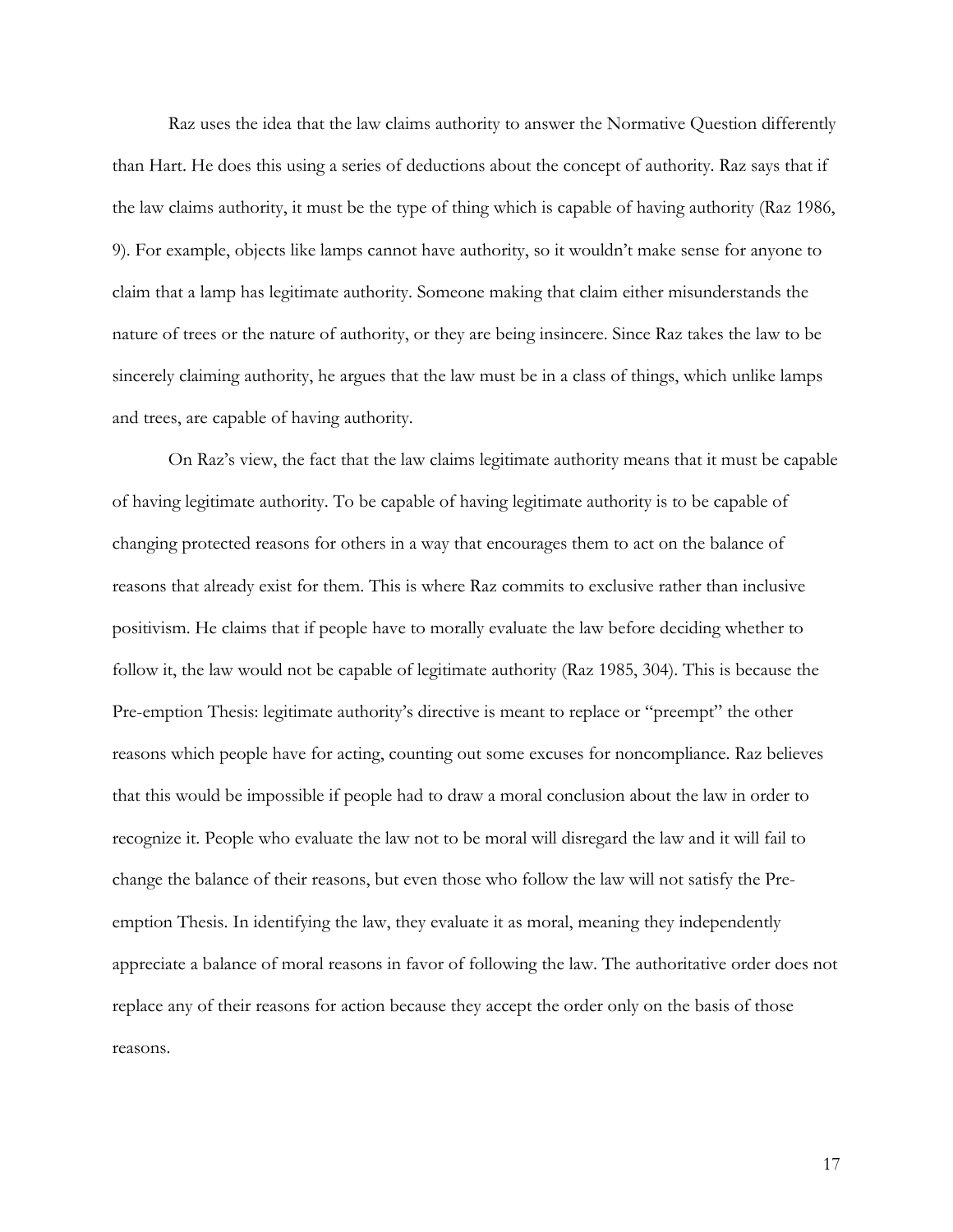Raz uses the idea that the law claims authority to answer the Normative Question differently than Hart. He does this using a series of deductions about the concept of authority. Raz says that if the law claims authority, it must be the type of thing which is capable of having authority (Raz 1986, 9). For example, objects like lamps cannot have authority, so it wouldn't make sense for anyone to claim that a lamp has legitimate authority. Someone making that claim either misunderstands the nature of trees or the nature of authority, or they are being insincere. Since Raz takes the law to be sincerely claiming authority, he argues that the law must be in a class of things, which unlike lamps and trees, are capable of having authority.

On Raz's view, the fact that the law claims legitimate authority means that it must be capable of having legitimate authority. To be capable of having legitimate authority is to be capable of changing protected reasons for others in a way that encourages them to act on the balance of reasons that already exist for them. This is where Raz commits to exclusive rather than inclusive positivism. He claims that if people have to morally evaluate the law before deciding whether to follow it, the law would not be capable of legitimate authority (Raz 1985, 304). This is because the Pre-emption Thesis: legitimate authority's directive is meant to replace or "preempt" the other reasons which people have for acting, counting out some excuses for noncompliance. Raz believes that this would be impossible if people had to draw a moral conclusion about the law in order to recognize it. People who evaluate the law not to be moral will disregard the law and it will fail to change the balance of their reasons, but even those who follow the law will not satisfy the Pre-emption Thesis. In identifying the law, they evaluate it as moral, meaning they independently appreciate a balance of moral reasons in favor of following the law. The authoritative order does not replace any of their reasons for action because they accept the order only on the basis of those reasons.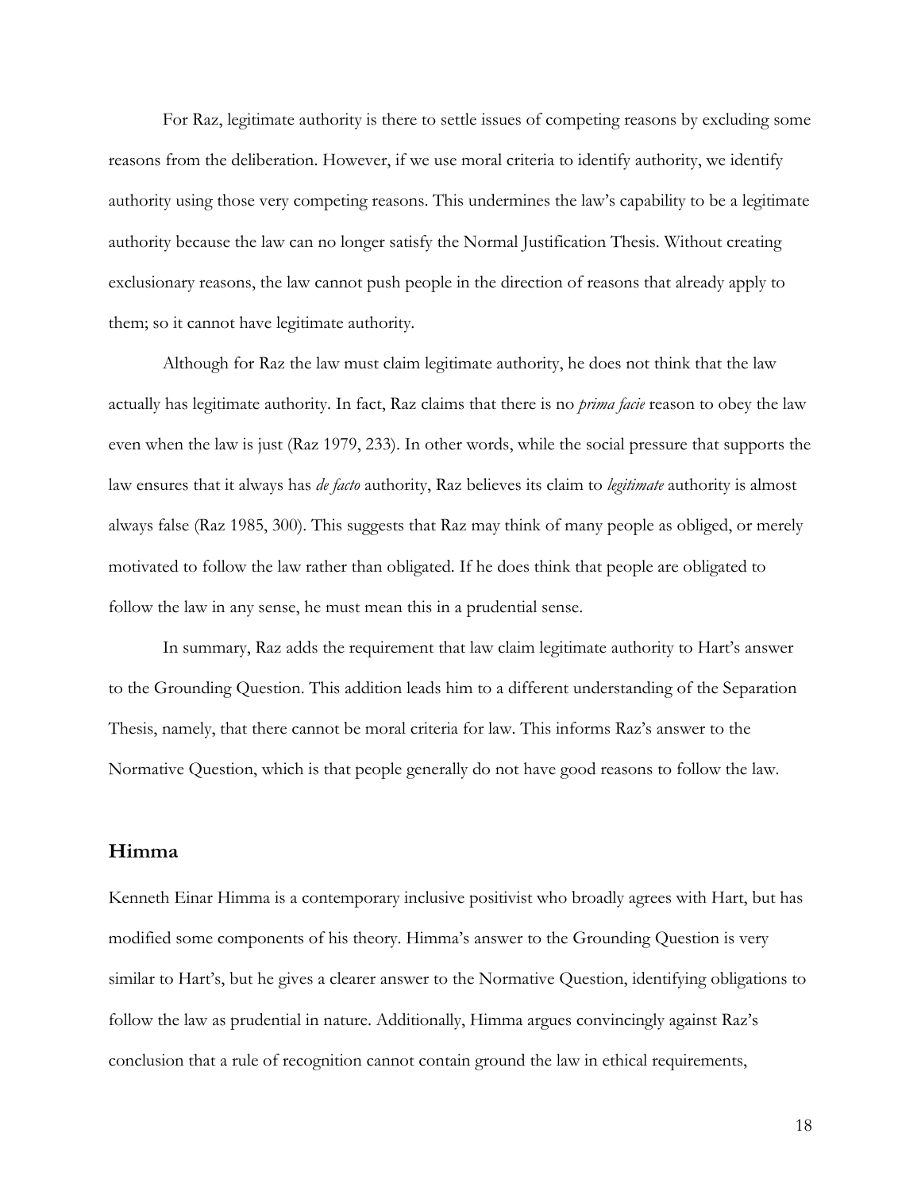For Raz, legitimate authority is there to settle issues of competing reasons by excluding some reasons from the deliberation. However, if we use moral criteria to identify authority, we identify authority using those very competing reasons. This undermines the law's capability to be a legitimate authority because the law can no longer satisfy the Normal Justification Thesis. Without creating exclusionary reasons, the law cannot push people in the direction of reasons that already apply to them; so it cannot have legitimate authority.

Although for Raz the law must claim legitimate authority, he does not think that the law actually has legitimate authority. In fact, Raz claims that there is no *prima facie* reason to obey the law even when the law is just (Raz 1979, 233). In other words, while the social pressure that supports the law ensures that it always has *de facto* authority, Raz believes its claim to *legitimate* authority is almost always false (Raz 1985, 300). This suggests that Raz may think of many people as obliged, or merely motivated to follow the law rather than obligated. If he does think that people are obligated to follow the law in any sense, he must mean this in a prudential sense.

In summary, Raz adds the requirement that law claim legitimate authority to Hart's answer to the Grounding Question. This addition leads him to a different understanding of the Separation Thesis, namely, that there cannot be moral criteria for law. This informs Raz's answer to the Normative Question, which is that people generally do not have good reasons to follow the law.

## Himma

Kenneth Einar Himma is a contemporary inclusive positivist who broadly agrees with Hart, but has modified some components of his theory. Himma's answer to the Grounding Question is very similar to Hart's, but he gives a clearer answer to the Normative Question, identifying obligations to follow the law as prudential in nature. Additionally, Himma argues convincingly against Raz's conclusion that a rule of recognition cannot contain ground the law in ethical requirements,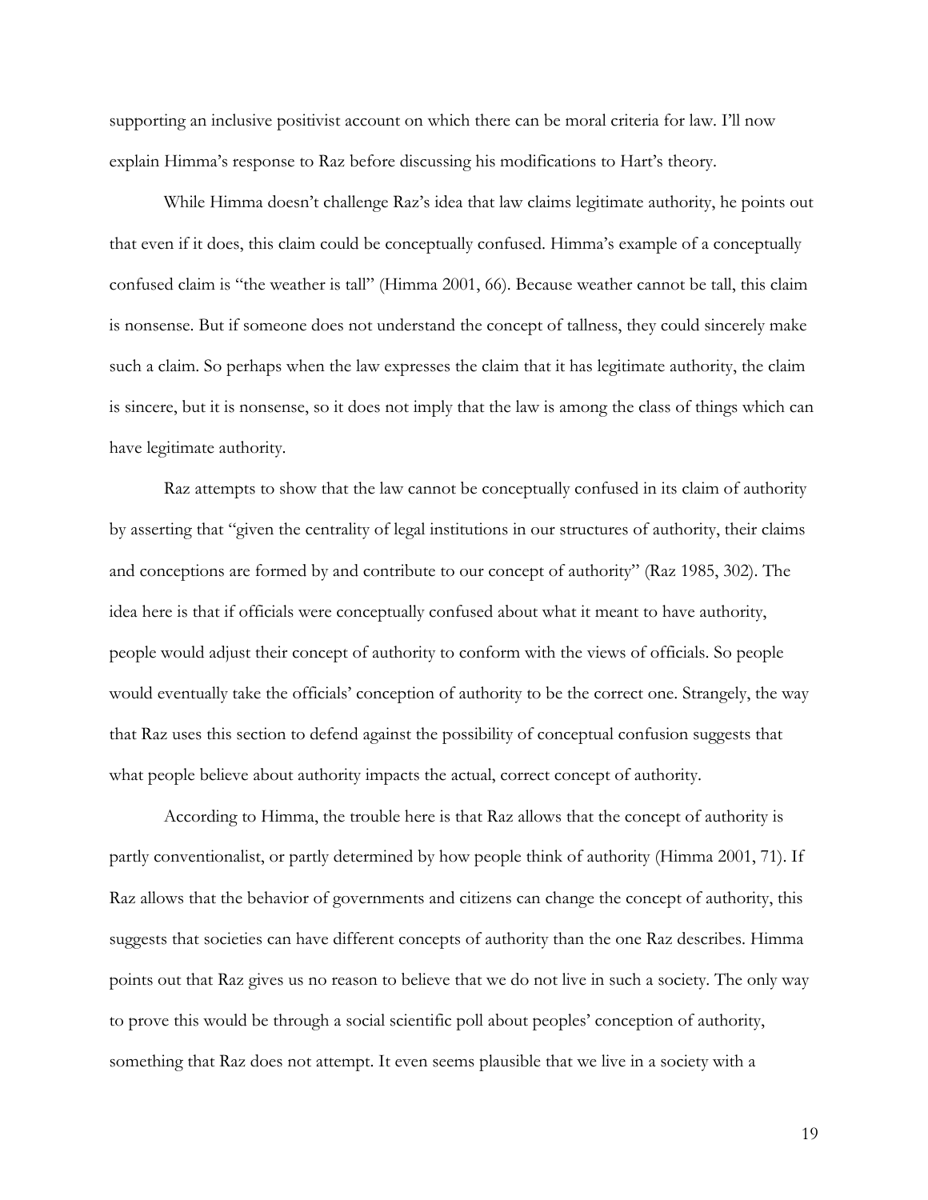supporting an inclusive positivist account on which there can be moral criteria for law. I'll now explain Himma's response to Raz before discussing his modifications to Hart's theory.

While Himma doesn't challenge Raz's idea that law claims legitimate authority, he points out that even if it does, this claim could be conceptually confused. Himma's example of a conceptually confused claim is "the weather is tall" (Himma 2001, 66). Because weather cannot be tall, this claim is nonsense. But if someone does not understand the concept of tallness, they could sincerely make such a claim. So perhaps when the law expresses the claim that it has legitimate authority, the claim is sincere, but it is nonsense, so it does not imply that the law is among the class of things which can have legitimate authority.

Raz attempts to show that the law cannot be conceptually confused in its claim of authority by asserting that "given the centrality of legal institutions in our structures of authority, their claims and conceptions are formed by and contribute to our concept of authority" (Raz 1985, 302). The idea here is that if officials were conceptually confused about what it meant to have authority, people would adjust their concept of authority to conform with the views of officials. So people would eventually take the officials' conception of authority to be the correct one. Strangely, the way that Raz uses this section to defend against the possibility of conceptual confusion suggests that what people believe about authority impacts the actual, correct concept of authority.

According to Himma, the trouble here is that Raz allows that the concept of authority is partly conventionalist, or partly determined by how people think of authority (Himma 2001, 71). If Raz allows that the behavior of governments and citizens can change the concept of authority, this suggests that societies can have different concepts of authority than the one Raz describes. Himma points out that Raz gives us no reason to believe that we do not live in such a society. The only way to prove this would be through a social scientific poll about peoples' conception of authority, something that Raz does not attempt. It even seems plausible that we live in a society with a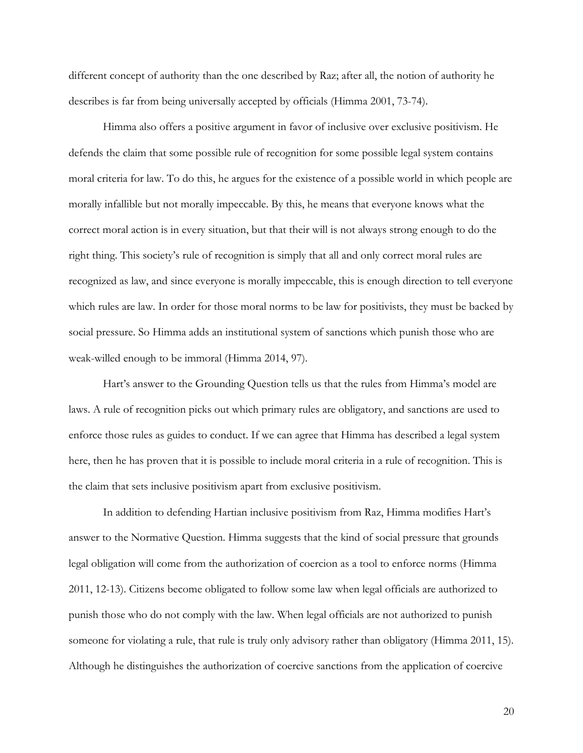different concept of authority than the one described by Raz; after all, the notion of authority he describes is far from being universally accepted by officials (Himma 2001, 73-74).

Himma also offers a positive argument in favor of inclusive over exclusive positivism. He defends the claim that some possible rule of recognition for some possible legal system contains moral criteria for law. To do this, he argues for the existence of a possible world in which people are morally infallible but not morally impeccable. By this, he means that everyone knows what the correct moral action is in every situation, but that their will is not always strong enough to do the right thing. This society's rule of recognition is simply that all and only correct moral rules are recognized as law, and since everyone is morally impeccable, this is enough direction to tell everyone which rules are law. In order for those moral norms to be law for positivists, they must be backed by social pressure. So Himma adds an institutional system of sanctions which punish those who are weak-willed enough to be immoral (Himma 2014, 97).

Hart's answer to the Grounding Question tells us that the rules from Himma's model are laws. A rule of recognition picks out which primary rules are obligatory, and sanctions are used to enforce those rules as guides to conduct. If we can agree that Himma has described a legal system here, then he has proven that it is possible to include moral criteria in a rule of recognition. This is the claim that sets inclusive positivism apart from exclusive positivism.

In addition to defending Hartian inclusive positivism from Raz, Himma modifies Hart's answer to the Normative Question. Himma suggests that the kind of social pressure that grounds legal obligation will come from the authorization of coercion as a tool to enforce norms (Himma 2011, 12-13). Citizens become obligated to follow some law when legal officials are authorized to punish those who do not comply with the law. When legal officials are not authorized to punish someone for violating a rule, that rule is truly only advisory rather than obligatory (Himma 2011, 15). Although he distinguishes the authorization of coercive sanctions from the application of coercive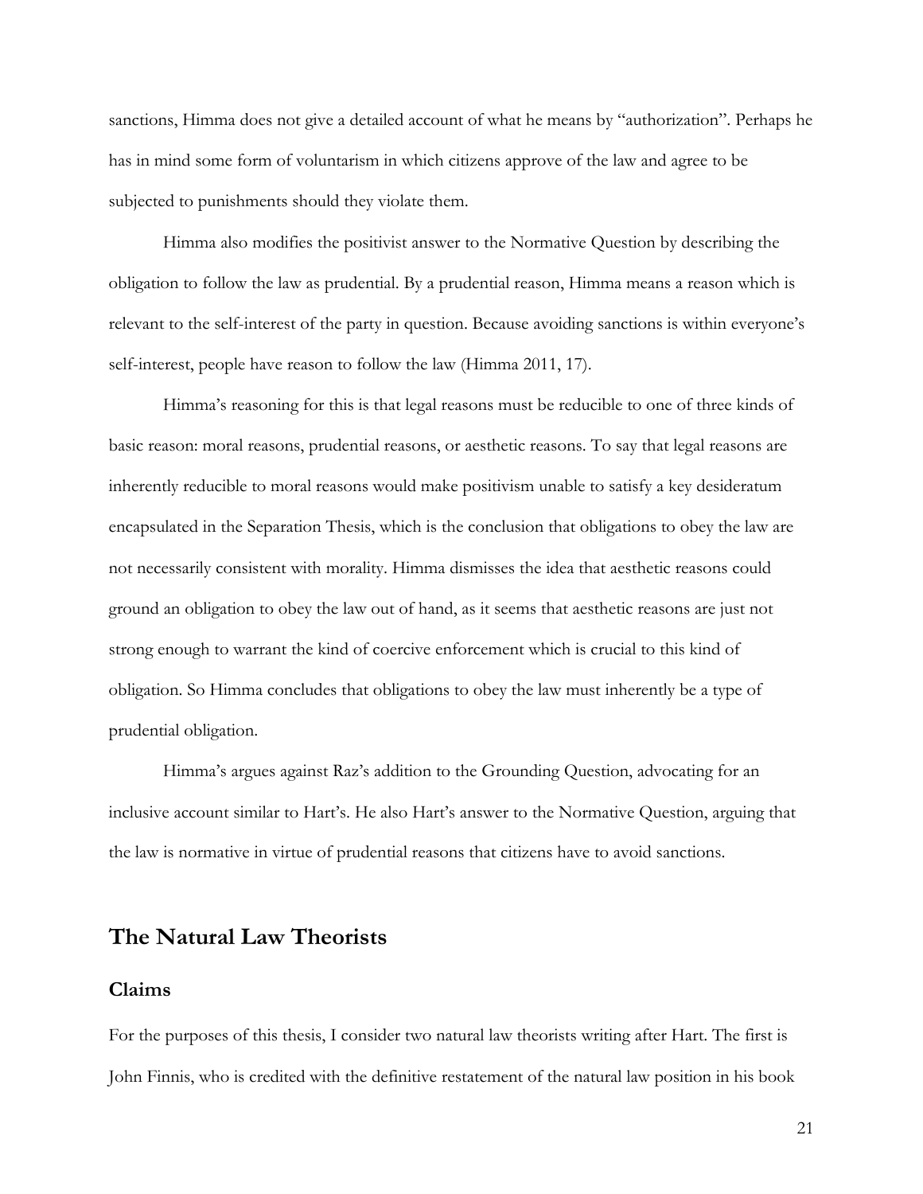sanctions, Himma does not give a detailed account of what he means by "authorization". Perhaps he has in mind some form of voluntarism in which citizens approve of the law and agree to be subjected to punishments should they violate them.

Himma also modifies the positivist answer to the Normative Question by describing the obligation to follow the law as prudential. By a prudential reason, Himma means a reason which is relevant to the self-interest of the party in question. Because avoiding sanctions is within everyone's self-interest, people have reason to follow the law (Himma 2011, 17).

Himma's reasoning for this is that legal reasons must be reducible to one of three kinds of basic reason: moral reasons, prudential reasons, or aesthetic reasons. To say that legal reasons are inherently reducible to moral reasons would make positivism unable to satisfy a key desideratum encapsulated in the Separation Thesis, which is the conclusion that obligations to obey the law are not necessarily consistent with morality. Himma dismisses the idea that aesthetic reasons could ground an obligation to obey the law out of hand, as it seems that aesthetic reasons are just not strong enough to warrant the kind of coercive enforcement which is crucial to this kind of obligation. So Himma concludes that obligations to obey the law must inherently be a type of prudential obligation.

Himma's argues against Raz's addition to the Grounding Question, advocating for an inclusive account similar to Hart's. He also Hart's answer to the Normative Question, arguing that the law is normative in virtue of prudential reasons that citizens have to avoid sanctions.

## The Natural Law Theorists

### Claims

For the purposes of this thesis, I consider two natural law theorists writing after Hart. The first is John Finnis, who is credited with the definitive restatement of the natural law position in his book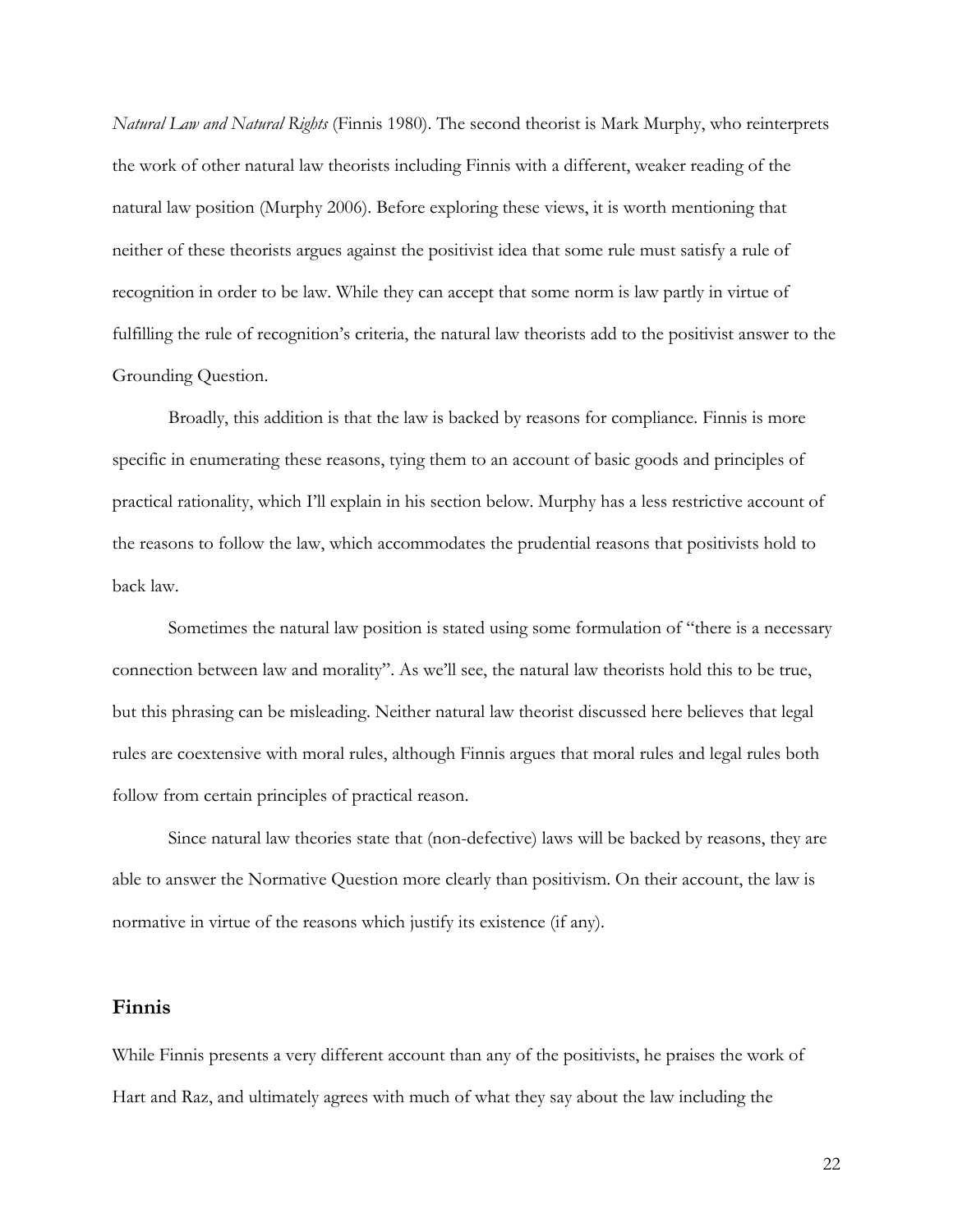*Natural Law and Natural Rights* (Finnis 1980). The second theorist is Mark Murphy, who reinterprets the work of other natural law theorists including Finnis with a different, weaker reading of the natural law position (Murphy 2006). Before exploring these views, it is worth mentioning that neither of these theorists argues against the positivist idea that some rule must satisfy a rule of recognition in order to be law. While they can accept that some norm is law partly in virtue of fulfilling the rule of recognition's criteria, the natural law theorists add to the positivist answer to the Grounding Question.

Broadly, this addition is that the law is backed by reasons for compliance. Finnis is more specific in enumerating these reasons, tying them to an account of basic goods and principles of practical rationality, which I'll explain in his section below. Murphy has a less restrictive account of the reasons to follow the law, which accommodates the prudential reasons that positivists hold to back law.

Sometimes the natural law position is stated using some formulation of "there is a necessary connection between law and morality". As we'll see, the natural law theorists hold this to be true, but this phrasing can be misleading. Neither natural law theorist discussed here believes that legal rules are coextensive with moral rules, although Finnis argues that moral rules and legal rules both follow from certain principles of practical reason.

Since natural law theories state that (non-defective) laws will be backed by reasons, they are able to answer the Normative Question more clearly than positivism. On their account, the law is normative in virtue of the reasons which justify its existence (if any).

## Finnis

While Finnis presents a very different account than any of the positivists, he praises the work of Hart and Raz, and ultimately agrees with much of what they say about the law including the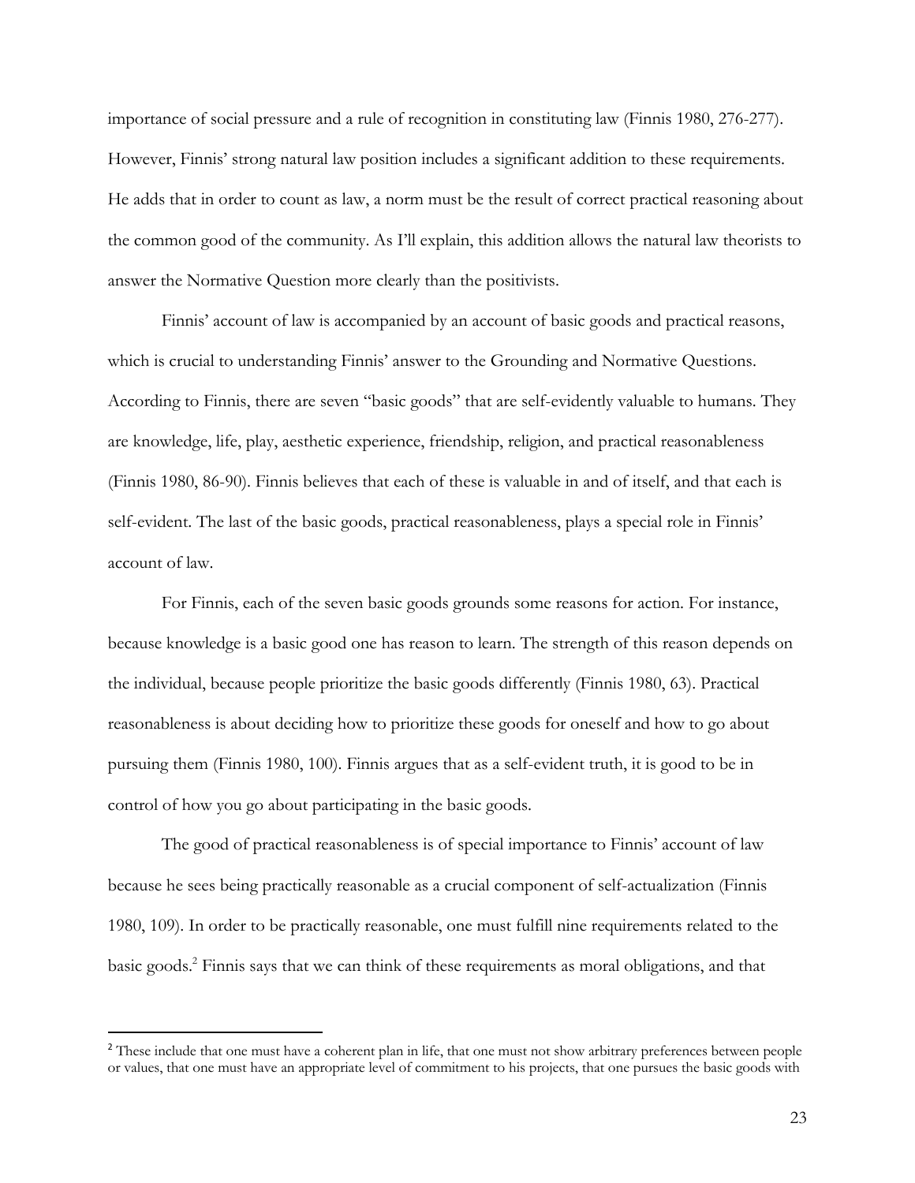importance of social pressure and a rule of recognition in constituting law (Finnis 1980, 276-277). However, Finnis' strong natural law position includes a significant addition to these requirements. He adds that in order to count as law, a norm must be the result of correct practical reasoning about the common good of the community. As I'll explain, this addition allows the natural law theorists to answer the Normative Question more clearly than the positivists.

Finnis' account of law is accompanied by an account of basic goods and practical reasons, which is crucial to understanding Finnis' answer to the Grounding and Normative Questions. According to Finnis, there are seven "basic goods" that are self-evidently valuable to humans. They are knowledge, life, play, aesthetic experience, friendship, religion, and practical reasonableness (Finnis 1980, 86-90). Finnis believes that each of these is valuable in and of itself, and that each is self-evident. The last of the basic goods, practical reasonableness, plays a special role in Finnis' account of law.

For Finnis, each of the seven basic goods grounds some reasons for action. For instance, because knowledge is a basic good one has reason to learn. The strength of this reason depends on the individual, because people prioritize the basic goods differently (Finnis 1980, 63). Practical reasonableness is about deciding how to prioritize these goods for oneself and how to go about pursuing them (Finnis 1980, 100). Finnis argues that as a self-evident truth, it is good to be in control of how you go about participating in the basic goods.

The good of practical reasonableness is of special importance to Finnis' account of law because he sees being practically reasonable as a crucial component of self-actualization (Finnis 1980, 109). In order to be practically reasonable, one must fulfill nine requirements related to the basic goods.[2] Finnis says that we can think of these requirements as moral obligations, and that

[2] These include that one must have a coherent plan in life, that one must not show arbitrary preferences between people or values, that one must have an appropriate level of commitment to his projects, that one pursues the basic goods with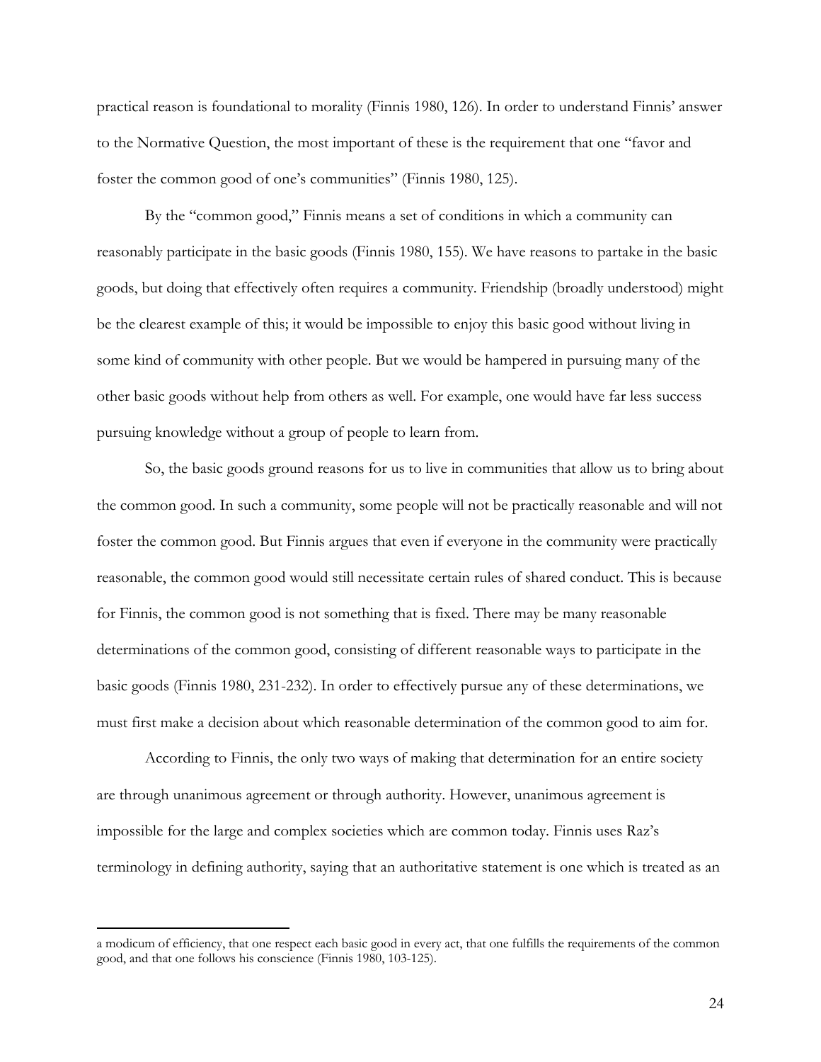practical reason is foundational to morality (Finnis 1980, 126). In order to understand Finnis' answer to the Normative Question, the most important of these is the requirement that one "favor and foster the common good of one's communities" (Finnis 1980, 125).

By the "common good," Finnis means a set of conditions in which a community can reasonably participate in the basic goods (Finnis 1980, 155). We have reasons to partake in the basic goods, but doing that effectively often requires a community. Friendship (broadly understood) might be the clearest example of this; it would be impossible to enjoy this basic good without living in some kind of community with other people. But we would be hampered in pursuing many of the other basic goods without help from others as well. For example, one would have far less success pursuing knowledge without a group of people to learn from.

So, the basic goods ground reasons for us to live in communities that allow us to bring about the common good. In such a community, some people will not be practically reasonable and will not foster the common good. But Finnis argues that even if everyone in the community were practically reasonable, the common good would still necessitate certain rules of shared conduct. This is because for Finnis, the common good is not something that is fixed. There may be many reasonable determinations of the common good, consisting of different reasonable ways to participate in the basic goods (Finnis 1980, 231-232). In order to effectively pursue any of these determinations, we must first make a decision about which reasonable determination of the common good to aim for.

According to Finnis, the only two ways of making that determination for an entire society are through unanimous agreement or through authority. However, unanimous agreement is impossible for the large and complex societies which are common today. Finnis uses Raz's terminology in defining authority, saying that an authoritative statement is one which is treated as an

---

a modicum of efficiency, that one respect each basic good in every act, that one fulfills the requirements of the common good, and that one follows his conscience (Finnis 1980, 103-125).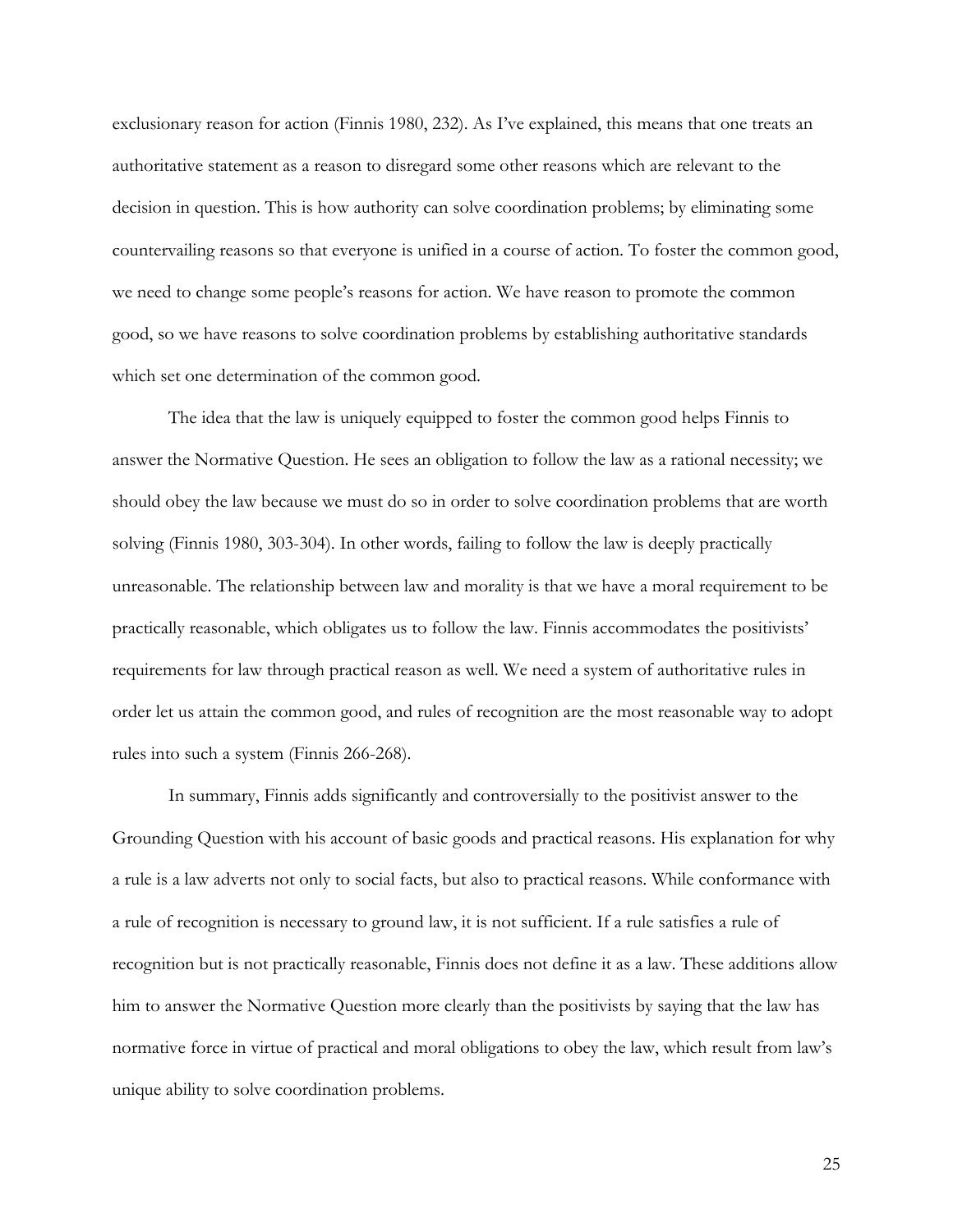exclusionary reason for action (Finnis 1980, 232). As I've explained, this means that one treats an authoritative statement as a reason to disregard some other reasons which are relevant to the decision in question. This is how authority can solve coordination problems; by eliminating some countervailing reasons so that everyone is unified in a course of action. To foster the common good, we need to change some people's reasons for action. We have reason to promote the common good, so we have reasons to solve coordination problems by establishing authoritative standards which set one determination of the common good.

The idea that the law is uniquely equipped to foster the common good helps Finnis to answer the Normative Question. He sees an obligation to follow the law as a rational necessity; we should obey the law because we must do so in order to solve coordination problems that are worth solving (Finnis 1980, 303-304). In other words, failing to follow the law is deeply practically unreasonable. The relationship between law and morality is that we have a moral requirement to be practically reasonable, which obligates us to follow the law. Finnis accommodates the positivists' requirements for law through practical reason as well. We need a system of authoritative rules in order let us attain the common good, and rules of recognition are the most reasonable way to adopt rules into such a system (Finnis 266-268).

In summary, Finnis adds significantly and controversially to the positivist answer to the Grounding Question with his account of basic goods and practical reasons. His explanation for why a rule is a law adverts not only to social facts, but also to practical reasons. While conformance with a rule of recognition is necessary to ground law, it is not sufficient. If a rule satisfies a rule of recognition but is not practically reasonable, Finnis does not define it as a law. These additions allow him to answer the Normative Question more clearly than the positivists by saying that the law has normative force in virtue of practical and moral obligations to obey the law, which result from law's unique ability to solve coordination problems.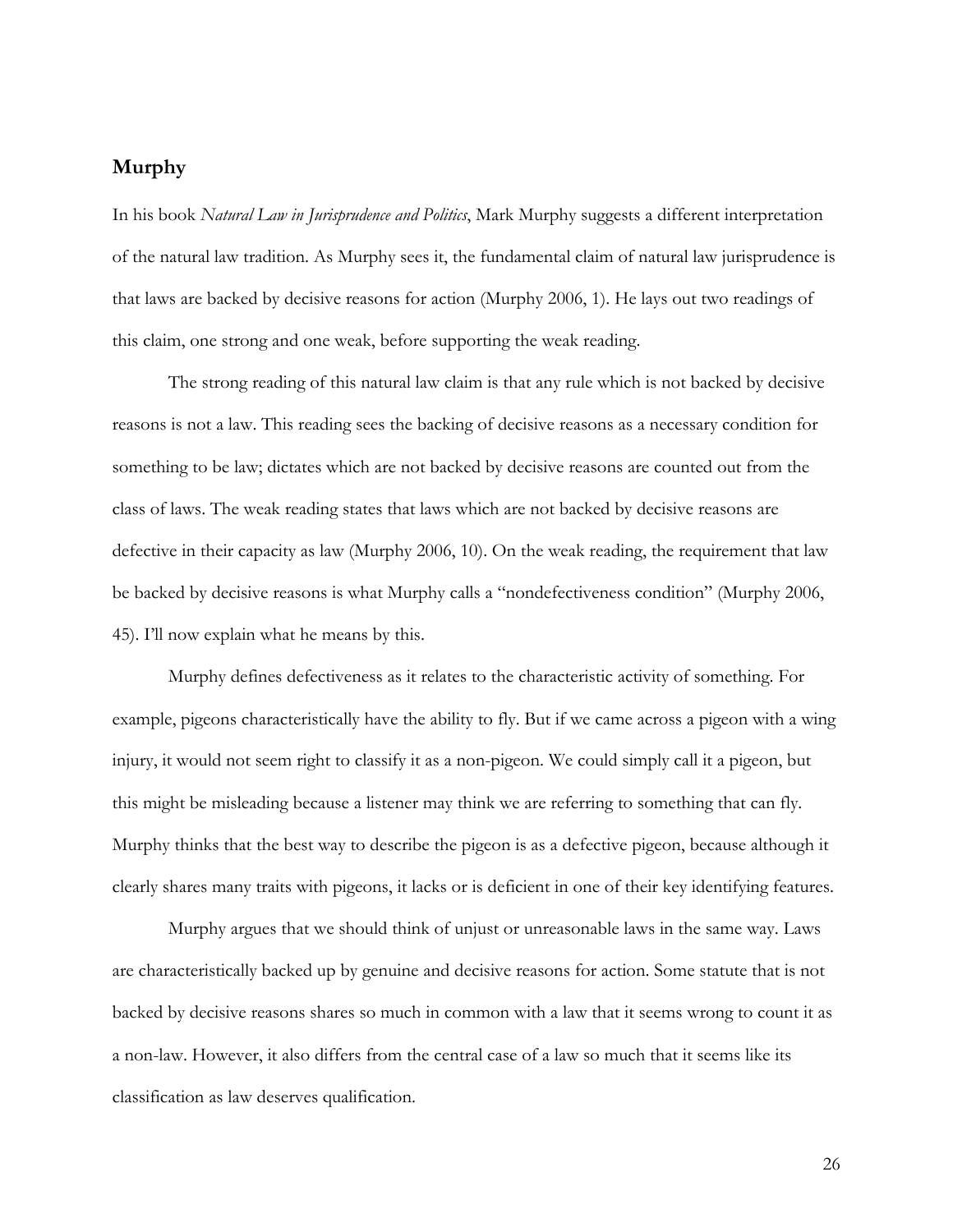## Murphy

In his book *Natural Law in Jurisprudence and Politics*, Mark Murphy suggests a different interpretation of the natural law tradition. As Murphy sees it, the fundamental claim of natural law jurisprudence is that laws are backed by decisive reasons for action (Murphy 2006, 1). He lays out two readings of this claim, one strong and one weak, before supporting the weak reading.

The strong reading of this natural law claim is that any rule which is not backed by decisive reasons is not a law. This reading sees the backing of decisive reasons as a necessary condition for something to be law; dictates which are not backed by decisive reasons are counted out from the class of laws. The weak reading states that laws which are not backed by decisive reasons are defective in their capacity as law (Murphy 2006, 10). On the weak reading, the requirement that law be backed by decisive reasons is what Murphy calls a "nondefectiveness condition" (Murphy 2006, 45). I'll now explain what he means by this.

Murphy defines defectiveness as it relates to the characteristic activity of something. For example, pigeons characteristically have the ability to fly. But if we came across a pigeon with a wing injury, it would not seem right to classify it as a non-pigeon. We could simply call it a pigeon, but this might be misleading because a listener may think we are referring to something that can fly. Murphy thinks that the best way to describe the pigeon is as a defective pigeon, because although it clearly shares many traits with pigeons, it lacks or is deficient in one of their key identifying features.

Murphy argues that we should think of unjust or unreasonable laws in the same way. Laws are characteristically backed up by genuine and decisive reasons for action. Some statute that is not backed by decisive reasons shares so much in common with a law that it seems wrong to count it as a non-law. However, it also differs from the central case of a law so much that it seems like its classification as law deserves qualification.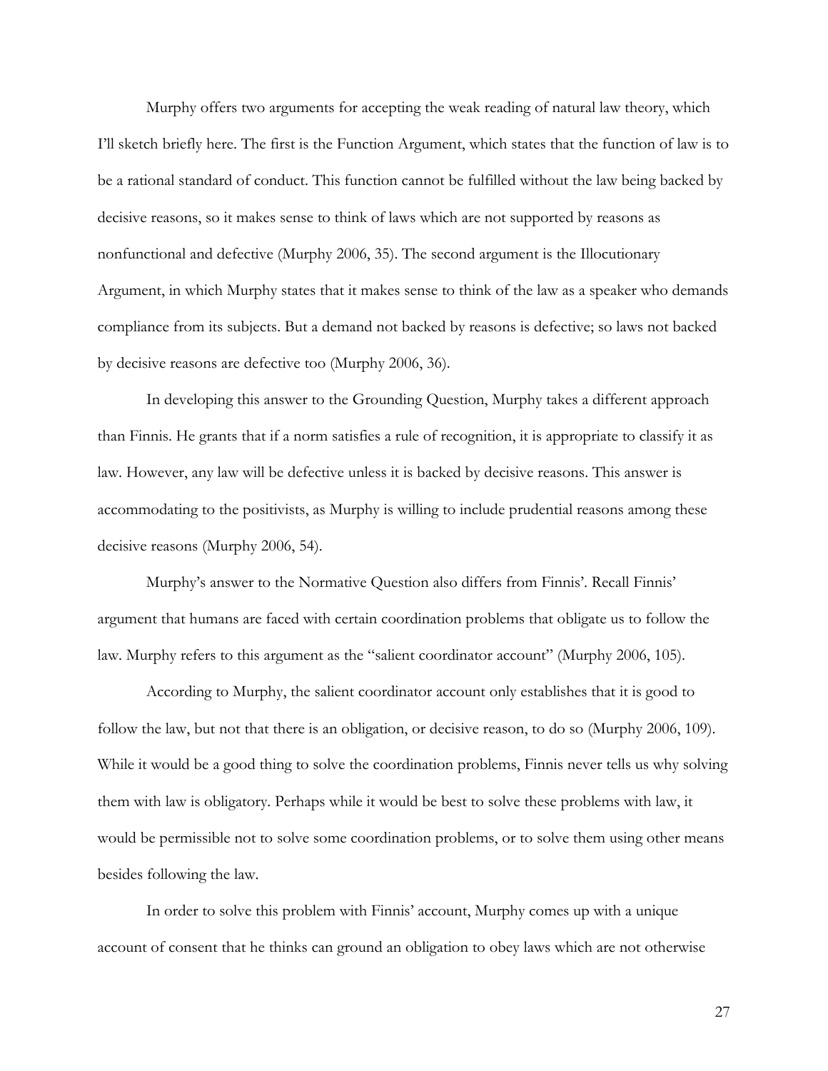Murphy offers two arguments for accepting the weak reading of natural law theory, which I'll sketch briefly here. The first is the Function Argument, which states that the function of law is to be a rational standard of conduct. This function cannot be fulfilled without the law being backed by decisive reasons, so it makes sense to think of laws which are not supported by reasons as nonfunctional and defective (Murphy 2006, 35). The second argument is the Illocutionary Argument, in which Murphy states that it makes sense to think of the law as a speaker who demands compliance from its subjects. But a demand not backed by reasons is defective; so laws not backed by decisive reasons are defective too (Murphy 2006, 36).

In developing this answer to the Grounding Question, Murphy takes a different approach than Finnis. He grants that if a norm satisfies a rule of recognition, it is appropriate to classify it as law. However, any law will be defective unless it is backed by decisive reasons. This answer is accommodating to the positivists, as Murphy is willing to include prudential reasons among these decisive reasons (Murphy 2006, 54).

Murphy's answer to the Normative Question also differs from Finnis'. Recall Finnis' argument that humans are faced with certain coordination problems that obligate us to follow the law. Murphy refers to this argument as the "salient coordinator account" (Murphy 2006, 105).

According to Murphy, the salient coordinator account only establishes that it is good to follow the law, but not that there is an obligation, or decisive reason, to do so (Murphy 2006, 109). While it would be a good thing to solve the coordination problems, Finnis never tells us why solving them with law is obligatory. Perhaps while it would be best to solve these problems with law, it would be permissible not to solve some coordination problems, or to solve them using other means besides following the law.

In order to solve this problem with Finnis' account, Murphy comes up with a unique account of consent that he thinks can ground an obligation to obey laws which are not otherwise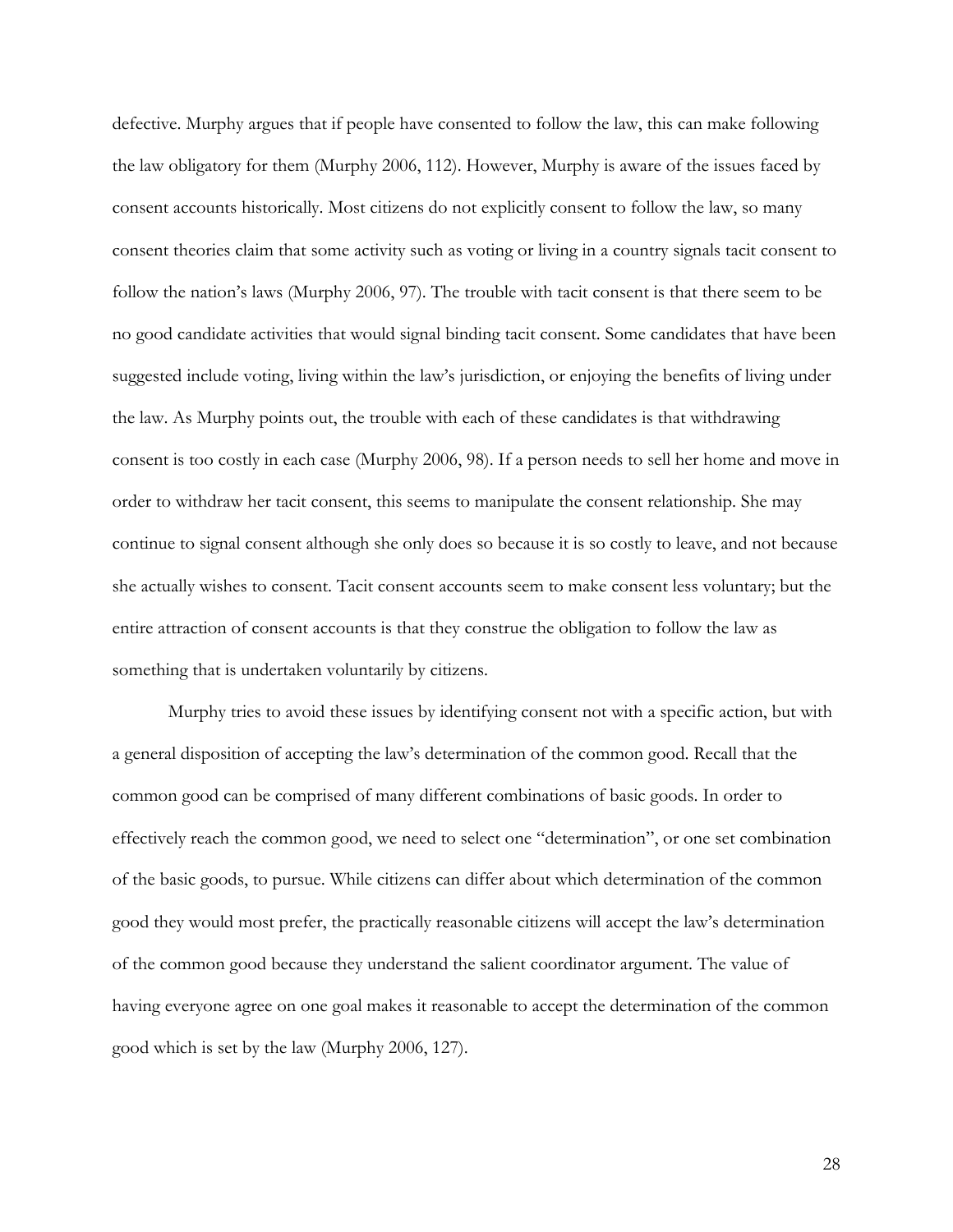defective. Murphy argues that if people have consented to follow the law, this can make following the law obligatory for them (Murphy 2006, 112). However, Murphy is aware of the issues faced by consent accounts historically. Most citizens do not explicitly consent to follow the law, so many consent theories claim that some activity such as voting or living in a country signals tacit consent to follow the nation's laws (Murphy 2006, 97). The trouble with tacit consent is that there seem to be no good candidate activities that would signal binding tacit consent. Some candidates that have been suggested include voting, living within the law's jurisdiction, or enjoying the benefits of living under the law. As Murphy points out, the trouble with each of these candidates is that withdrawing consent is too costly in each case (Murphy 2006, 98). If a person needs to sell her home and move in order to withdraw her tacit consent, this seems to manipulate the consent relationship. She may continue to signal consent although she only does so because it is so costly to leave, and not because she actually wishes to consent. Tacit consent accounts seem to make consent less voluntary; but the entire attraction of consent accounts is that they construe the obligation to follow the law as something that is undertaken voluntarily by citizens.

Murphy tries to avoid these issues by identifying consent not with a specific action, but with a general disposition of accepting the law's determination of the common good. Recall that the common good can be comprised of many different combinations of basic goods. In order to effectively reach the common good, we need to select one "determination", or one set combination of the basic goods, to pursue. While citizens can differ about which determination of the common good they would most prefer, the practically reasonable citizens will accept the law's determination of the common good because they understand the salient coordinator argument. The value of having everyone agree on one goal makes it reasonable to accept the determination of the common good which is set by the law (Murphy 2006, 127).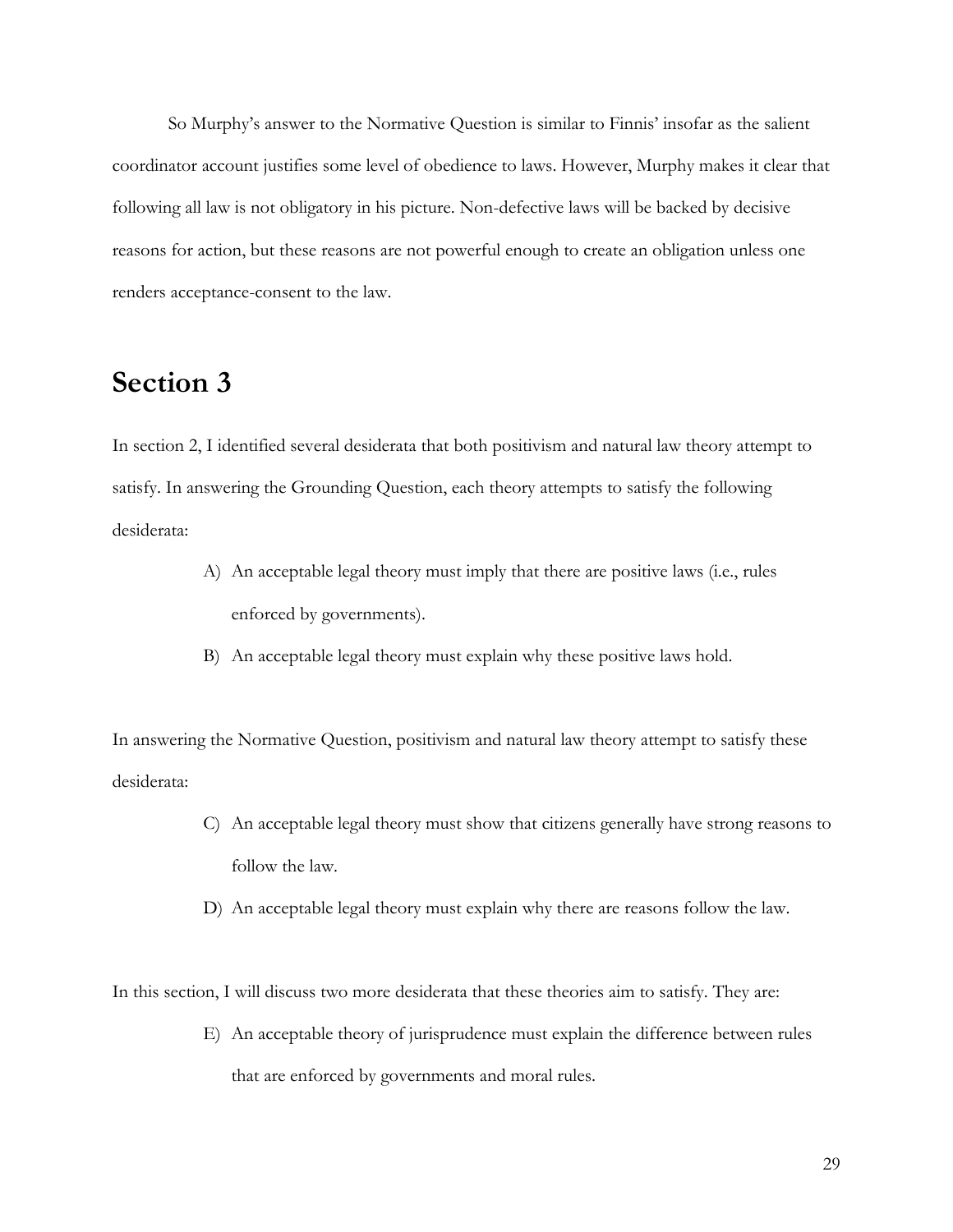So Murphy's answer to the Normative Question is similar to Finnis' insofar as the salient coordinator account justifies some level of obedience to laws. However, Murphy makes it clear that following all law is not obligatory in his picture. Non-defective laws will be backed by decisive reasons for action, but these reasons are not powerful enough to create an obligation unless one renders acceptance-consent to the law.

## Section 3

In section 2, I identified several desiderata that both positivism and natural law theory attempt to satisfy. In answering the Grounding Question, each theory attempts to satisfy the following desiderata:

A) An acceptable legal theory must imply that there are positive laws (i.e., rules enforced by governments).

B) An acceptable legal theory must explain why these positive laws hold.

In answering the Normative Question, positivism and natural law theory attempt to satisfy these desiderata:

C) An acceptable legal theory must show that citizens generally have strong reasons to follow the law.

D) An acceptable legal theory must explain why there are reasons follow the law.

In this section, I will discuss two more desiderata that these theories aim to satisfy. They are:

E) An acceptable theory of jurisprudence must explain the difference between rules that are enforced by governments and moral rules.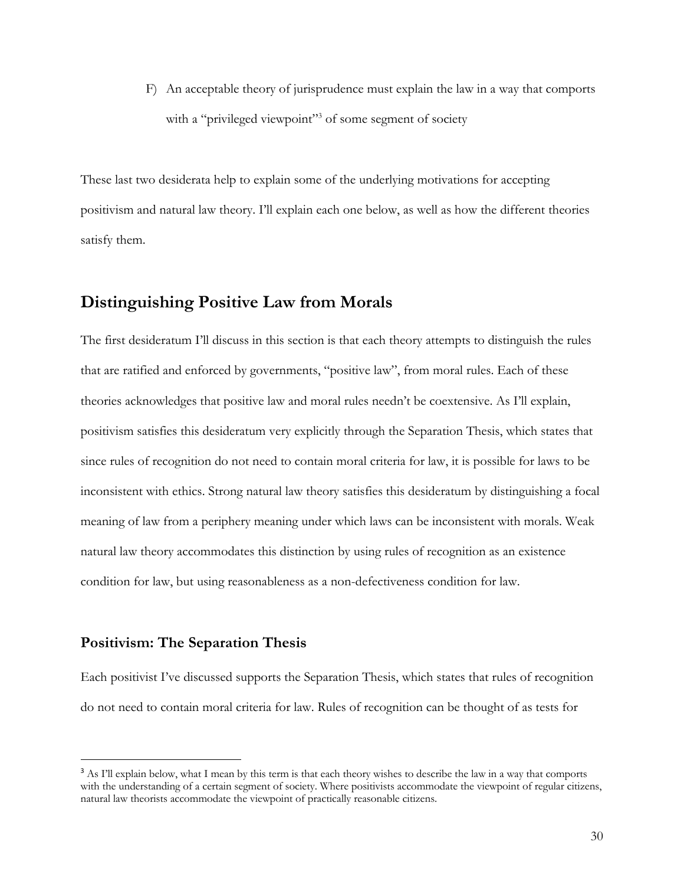F) An acceptable theory of jurisprudence must explain the law in a way that comports with a "privileged viewpoint"[3] of some segment of society

These last two desiderata help to explain some of the underlying motivations for accepting positivism and natural law theory. I'll explain each one below, as well as how the different theories satisfy them.

## Distinguishing Positive Law from Morals

The first desideratum I'll discuss in this section is that each theory attempts to distinguish the rules that are ratified and enforced by governments, "positive law", from moral rules. Each of these theories acknowledges that positive law and moral rules needn't be coextensive. As I'll explain, positivism satisfies this desideratum very explicitly through the Separation Thesis, which states that since rules of recognition do not need to contain moral criteria for law, it is possible for laws to be inconsistent with ethics. Strong natural law theory satisfies this desideratum by distinguishing a focal meaning of law from a periphery meaning under which laws can be inconsistent with morals. Weak natural law theory accommodates this distinction by using rules of recognition as an existence condition for law, but using reasonableness as a non-defectiveness condition for law.

### Positivism: The Separation Thesis

Each positivist I've discussed supports the Separation Thesis, which states that rules of recognition do not need to contain moral criteria for law. Rules of recognition can be thought of as tests for

[3] As I'll explain below, what I mean by this term is that each theory wishes to describe the law in a way that comports with the understanding of a certain segment of society. Where positivists accommodate the viewpoint of regular citizens, natural law theorists accommodate the viewpoint of practically reasonable citizens.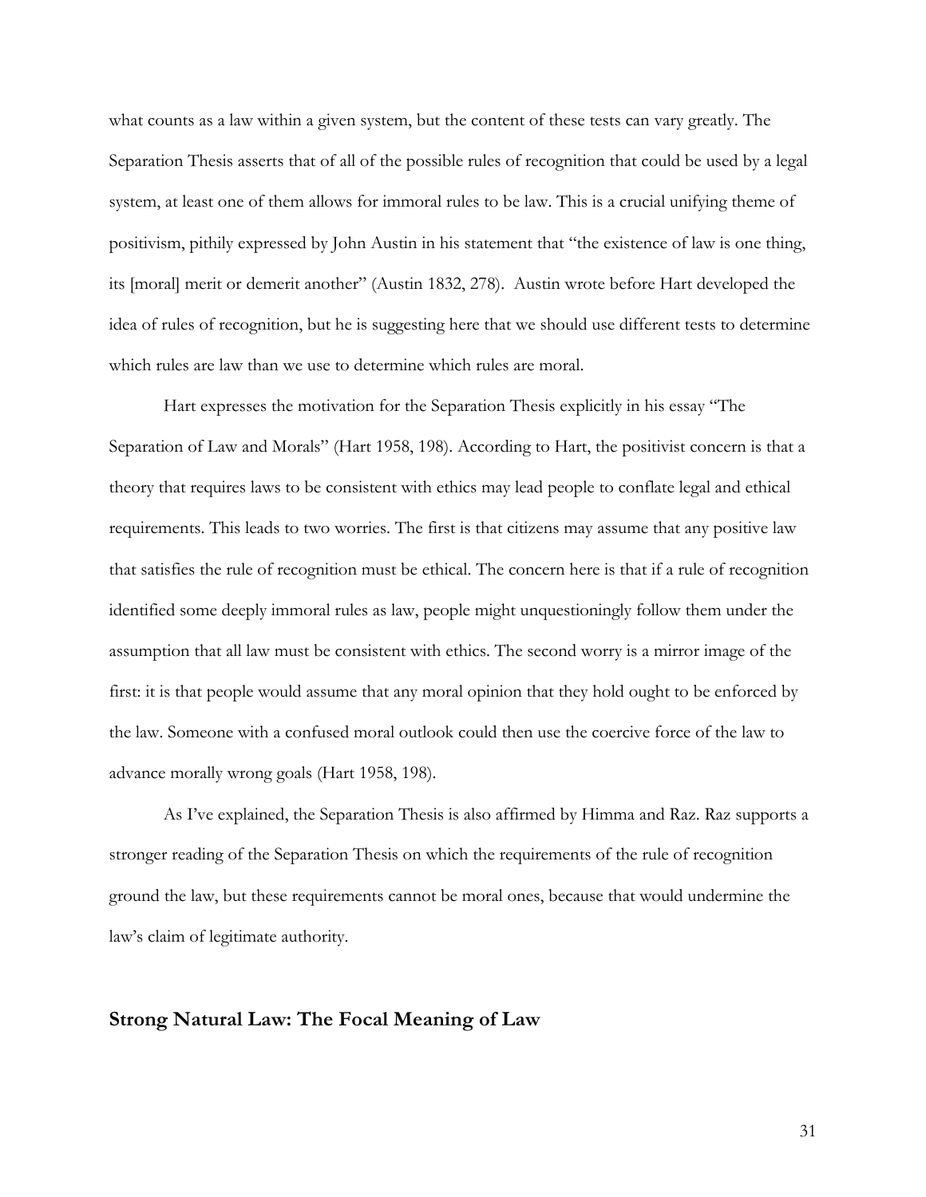what counts as a law within a given system, but the content of these tests can vary greatly. The Separation Thesis asserts that of all of the possible rules of recognition that could be used by a legal system, at least one of them allows for immoral rules to be law. This is a crucial unifying theme of positivism, pithily expressed by John Austin in his statement that "the existence of law is one thing, its [moral] merit or demerit another" (Austin 1832, 278). Austin wrote before Hart developed the idea of rules of recognition, but he is suggesting here that we should use different tests to determine which rules are law than we use to determine which rules are moral.

Hart expresses the motivation for the Separation Thesis explicitly in his essay "The Separation of Law and Morals" (Hart 1958, 198). According to Hart, the positivist concern is that a theory that requires laws to be consistent with ethics may lead people to conflate legal and ethical requirements. This leads to two worries. The first is that citizens may assume that any positive law that satisfies the rule of recognition must be ethical. The concern here is that if a rule of recognition identified some deeply immoral rules as law, people might unquestioningly follow them under the assumption that all law must be consistent with ethics. The second worry is a mirror image of the first: it is that people would assume that any moral opinion that they hold ought to be enforced by the law. Someone with a confused moral outlook could then use the coercive force of the law to advance morally wrong goals (Hart 1958, 198).

As I've explained, the Separation Thesis is also affirmed by Himma and Raz. Raz supports a stronger reading of the Separation Thesis on which the requirements of the rule of recognition ground the law, but these requirements cannot be moral ones, because that would undermine the law's claim of legitimate authority.

## Strong Natural Law: The Focal Meaning of Law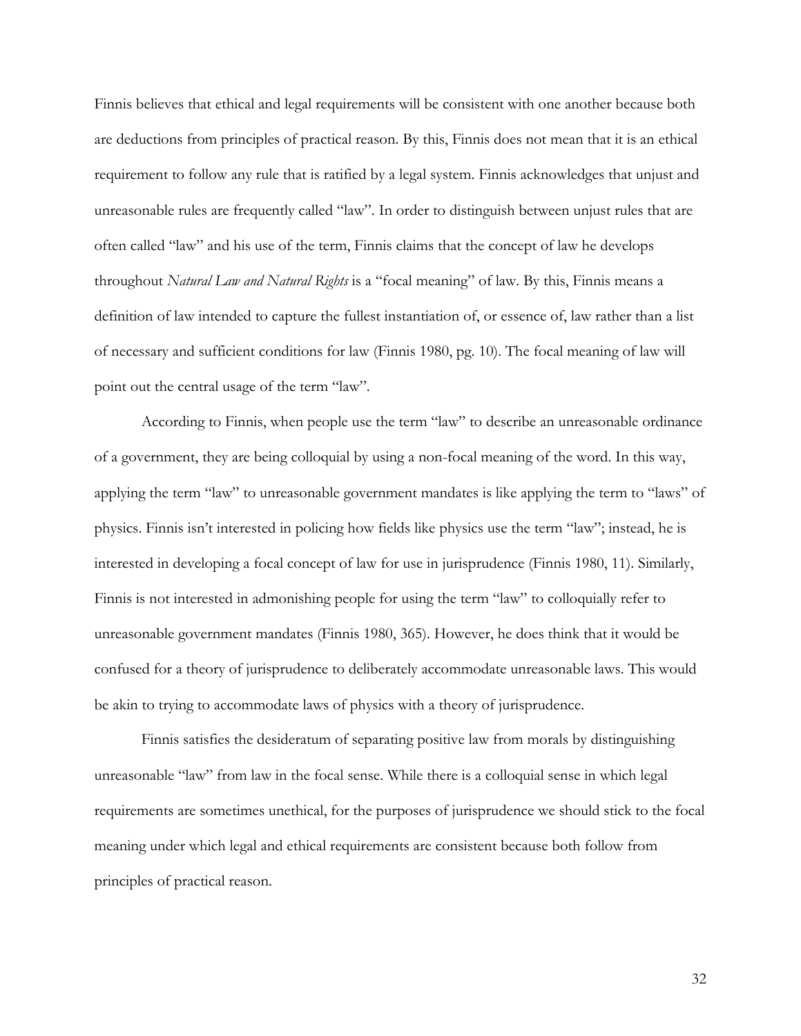Finnis believes that ethical and legal requirements will be consistent with one another because both are deductions from principles of practical reason. By this, Finnis does not mean that it is an ethical requirement to follow any rule that is ratified by a legal system. Finnis acknowledges that unjust and unreasonable rules are frequently called "law". In order to distinguish between unjust rules that are often called "law" and his use of the term, Finnis claims that the concept of law he develops throughout *Natural Law and Natural Rights* is a "focal meaning" of law. By this, Finnis means a definition of law intended to capture the fullest instantiation of, or essence of, law rather than a list of necessary and sufficient conditions for law (Finnis 1980, pg. 10). The focal meaning of law will point out the central usage of the term "law".

According to Finnis, when people use the term "law" to describe an unreasonable ordinance of a government, they are being colloquial by using a non-focal meaning of the word. In this way, applying the term "law" to unreasonable government mandates is like applying the term to "laws" of physics. Finnis isn't interested in policing how fields like physics use the term "law"; instead, he is interested in developing a focal concept of law for use in jurisprudence (Finnis 1980, 11). Similarly, Finnis is not interested in admonishing people for using the term "law" to colloquially refer to unreasonable government mandates (Finnis 1980, 365). However, he does think that it would be confused for a theory of jurisprudence to deliberately accommodate unreasonable laws. This would be akin to trying to accommodate laws of physics with a theory of jurisprudence.

Finnis satisfies the desideratum of separating positive law from morals by distinguishing unreasonable "law" from law in the focal sense. While there is a colloquial sense in which legal requirements are sometimes unethical, for the purposes of jurisprudence we should stick to the focal meaning under which legal and ethical requirements are consistent because both follow from principles of practical reason.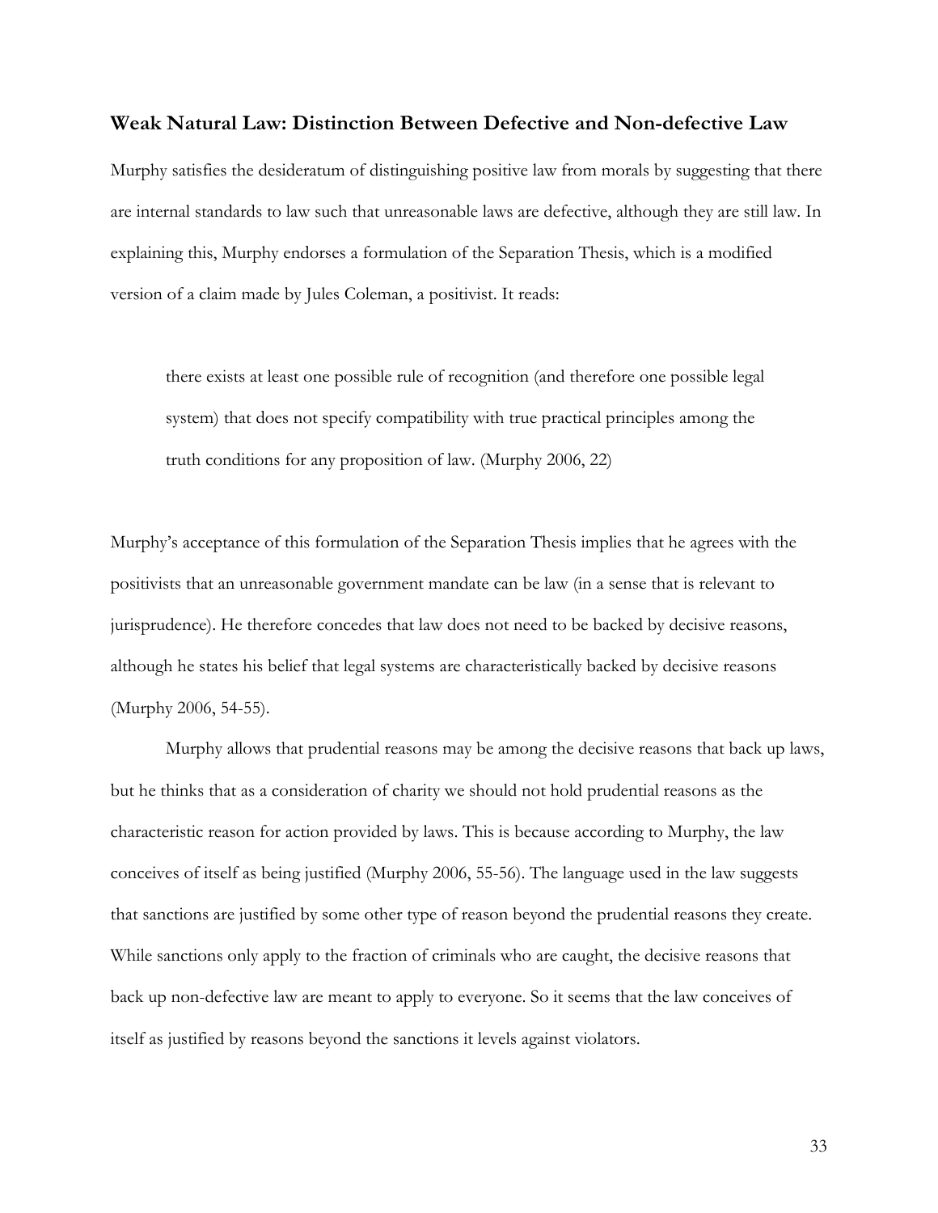## Weak Natural Law: Distinction Between Defective and Non-defective Law

Murphy satisfies the desideratum of distinguishing positive law from morals by suggesting that there are internal standards to law such that unreasonable laws are defective, although they are still law. In explaining this, Murphy endorses a formulation of the Separation Thesis, which is a modified version of a claim made by Jules Coleman, a positivist. It reads:

> there exists at least one possible rule of recognition (and therefore one possible legal system) that does not specify compatibility with true practical principles among the truth conditions for any proposition of law. (Murphy 2006, 22)

Murphy's acceptance of this formulation of the Separation Thesis implies that he agrees with the positivists that an unreasonable government mandate can be law (in a sense that is relevant to jurisprudence). He therefore concedes that law does not need to be backed by decisive reasons, although he states his belief that legal systems are characteristically backed by decisive reasons (Murphy 2006, 54-55).

Murphy allows that prudential reasons may be among the decisive reasons that back up laws, but he thinks that as a consideration of charity we should not hold prudential reasons as the characteristic reason for action provided by laws. This is because according to Murphy, the law conceives of itself as being justified (Murphy 2006, 55-56). The language used in the law suggests that sanctions are justified by some other type of reason beyond the prudential reasons they create. While sanctions only apply to the fraction of criminals who are caught, the decisive reasons that back up non-defective law are meant to apply to everyone. So it seems that the law conceives of itself as justified by reasons beyond the sanctions it levels against violators.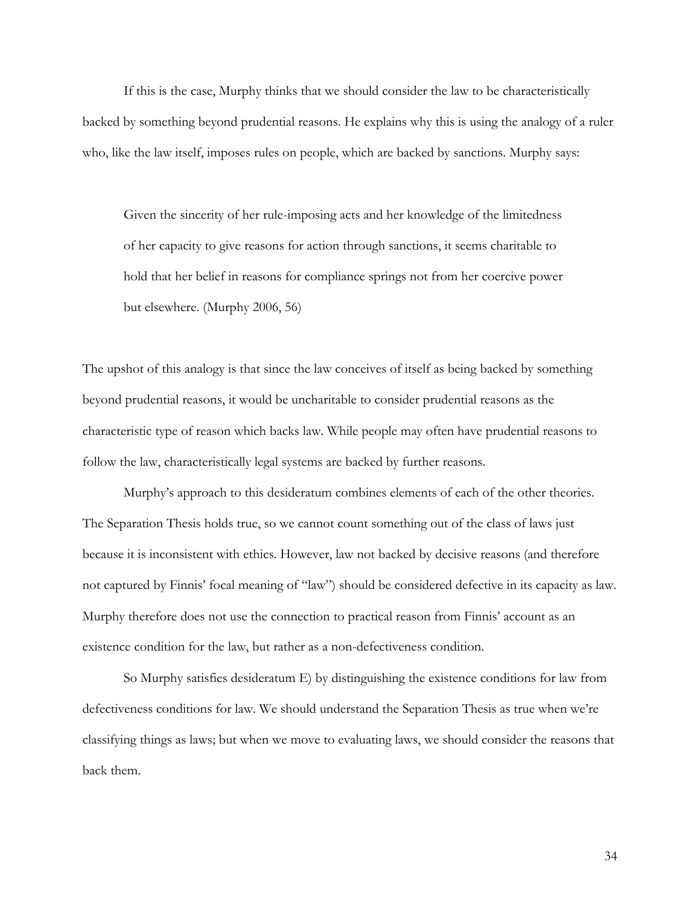If this is the case, Murphy thinks that we should consider the law to be characteristically backed by something beyond prudential reasons. He explains why this is using the analogy of a ruler who, like the law itself, imposes rules on people, which are backed by sanctions. Murphy says:

> Given the sincerity of her rule-imposing acts and her knowledge of the limitedness of her capacity to give reasons for action through sanctions, it seems charitable to hold that her belief in reasons for compliance springs not from her coercive power but elsewhere. (Murphy 2006, 56)

The upshot of this analogy is that since the law conceives of itself as being backed by something beyond prudential reasons, it would be uncharitable to consider prudential reasons as the characteristic type of reason which backs law. While people may often have prudential reasons to follow the law, characteristically legal systems are backed by further reasons.

Murphy's approach to this desideratum combines elements of each of the other theories. The Separation Thesis holds true, so we cannot count something out of the class of laws just because it is inconsistent with ethics. However, law not backed by decisive reasons (and therefore not captured by Finnis' focal meaning of "law") should be considered defective in its capacity as law. Murphy therefore does not use the connection to practical reason from Finnis' account as an existence condition for the law, but rather as a non-defectiveness condition.

So Murphy satisfies desideratum E) by distinguishing the existence conditions for law from defectiveness conditions for law. We should understand the Separation Thesis as true when we're classifying things as laws; but when we move to evaluating laws, we should consider the reasons that back them.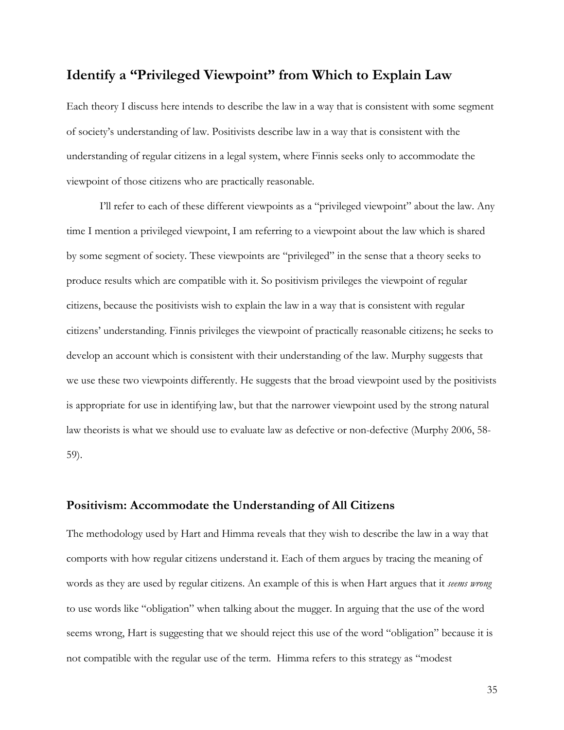## Identify a "Privileged Viewpoint" from Which to Explain Law

Each theory I discuss here intends to describe the law in a way that is consistent with some segment of society's understanding of law. Positivists describe law in a way that is consistent with the understanding of regular citizens in a legal system, where Finnis seeks only to accommodate the viewpoint of those citizens who are practically reasonable.

I'll refer to each of these different viewpoints as a "privileged viewpoint" about the law. Any time I mention a privileged viewpoint, I am referring to a viewpoint about the law which is shared by some segment of society. These viewpoints are "privileged" in the sense that a theory seeks to produce results which are compatible with it. So positivism privileges the viewpoint of regular citizens, because the positivists wish to explain the law in a way that is consistent with regular citizens' understanding. Finnis privileges the viewpoint of practically reasonable citizens; he seeks to develop an account which is consistent with their understanding of the law. Murphy suggests that we use these two viewpoints differently. He suggests that the broad viewpoint used by the positivists is appropriate for use in identifying law, but that the narrower viewpoint used by the strong natural law theorists is what we should use to evaluate law as defective or non-defective (Murphy 2006, 58-59).

## Positivism: Accommodate the Understanding of All Citizens

The methodology used by Hart and Himma reveals that they wish to describe the law in a way that comports with how regular citizens understand it. Each of them argues by tracing the meaning of words as they are used by regular citizens. An example of this is when Hart argues that it *seems wrong* to use words like "obligation" when talking about the mugger. In arguing that the use of the word seems wrong, Hart is suggesting that we should reject this use of the word "obligation" because it is not compatible with the regular use of the term. Himma refers to this strategy as "modest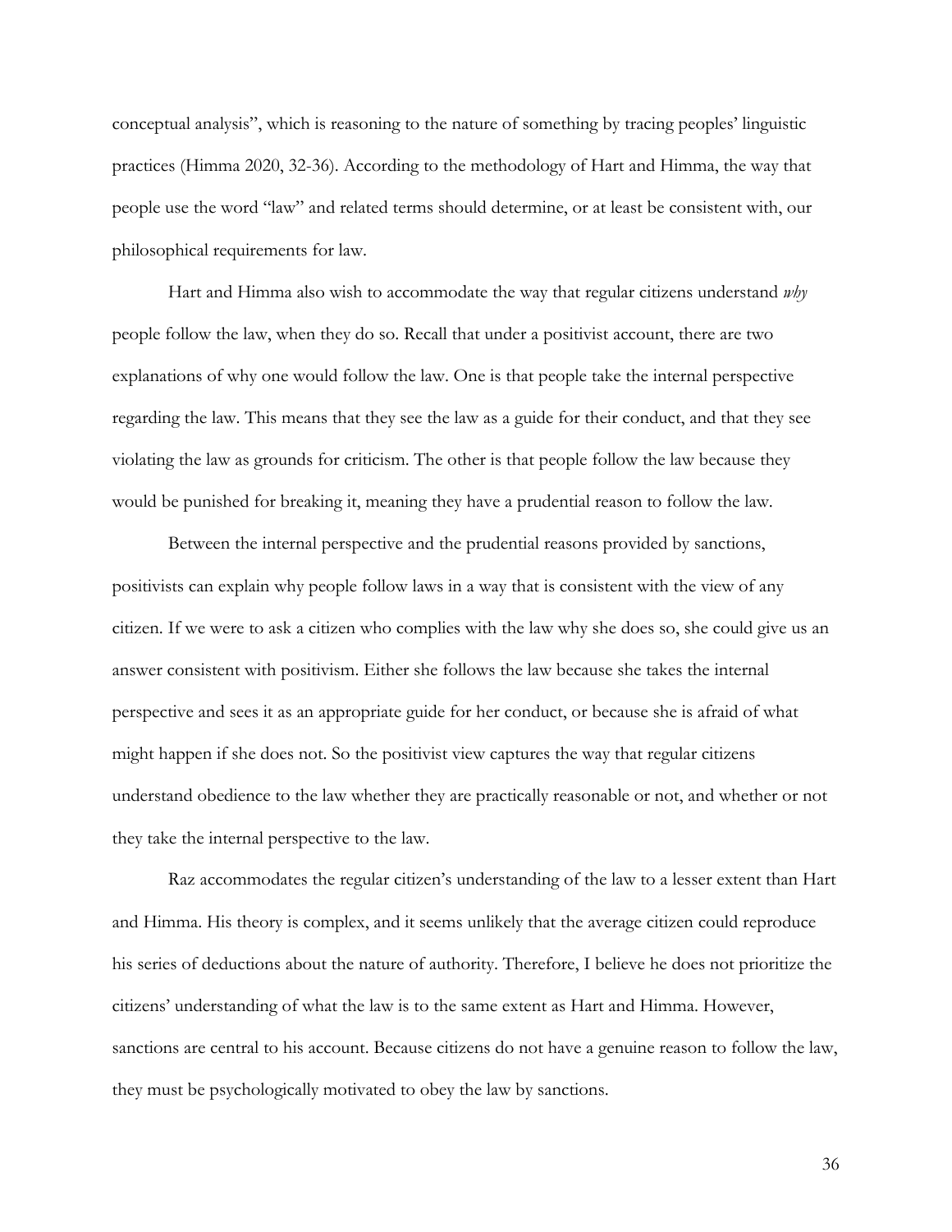conceptual analysis", which is reasoning to the nature of something by tracing peoples' linguistic practices (Himma 2020, 32-36). According to the methodology of Hart and Himma, the way that people use the word "law" and related terms should determine, or at least be consistent with, our philosophical requirements for law.

Hart and Himma also wish to accommodate the way that regular citizens understand *why* people follow the law, when they do so. Recall that under a positivist account, there are two explanations of why one would follow the law. One is that people take the internal perspective regarding the law. This means that they see the law as a guide for their conduct, and that they see violating the law as grounds for criticism. The other is that people follow the law because they would be punished for breaking it, meaning they have a prudential reason to follow the law.

Between the internal perspective and the prudential reasons provided by sanctions, positivists can explain why people follow laws in a way that is consistent with the view of any citizen. If we were to ask a citizen who complies with the law why she does so, she could give us an answer consistent with positivism. Either she follows the law because she takes the internal perspective and sees it as an appropriate guide for her conduct, or because she is afraid of what might happen if she does not. So the positivist view captures the way that regular citizens understand obedience to the law whether they are practically reasonable or not, and whether or not they take the internal perspective to the law.

Raz accommodates the regular citizen's understanding of the law to a lesser extent than Hart and Himma. His theory is complex, and it seems unlikely that the average citizen could reproduce his series of deductions about the nature of authority. Therefore, I believe he does not prioritize the citizens' understanding of what the law is to the same extent as Hart and Himma. However, sanctions are central to his account. Because citizens do not have a genuine reason to follow the law, they must be psychologically motivated to obey the law by sanctions.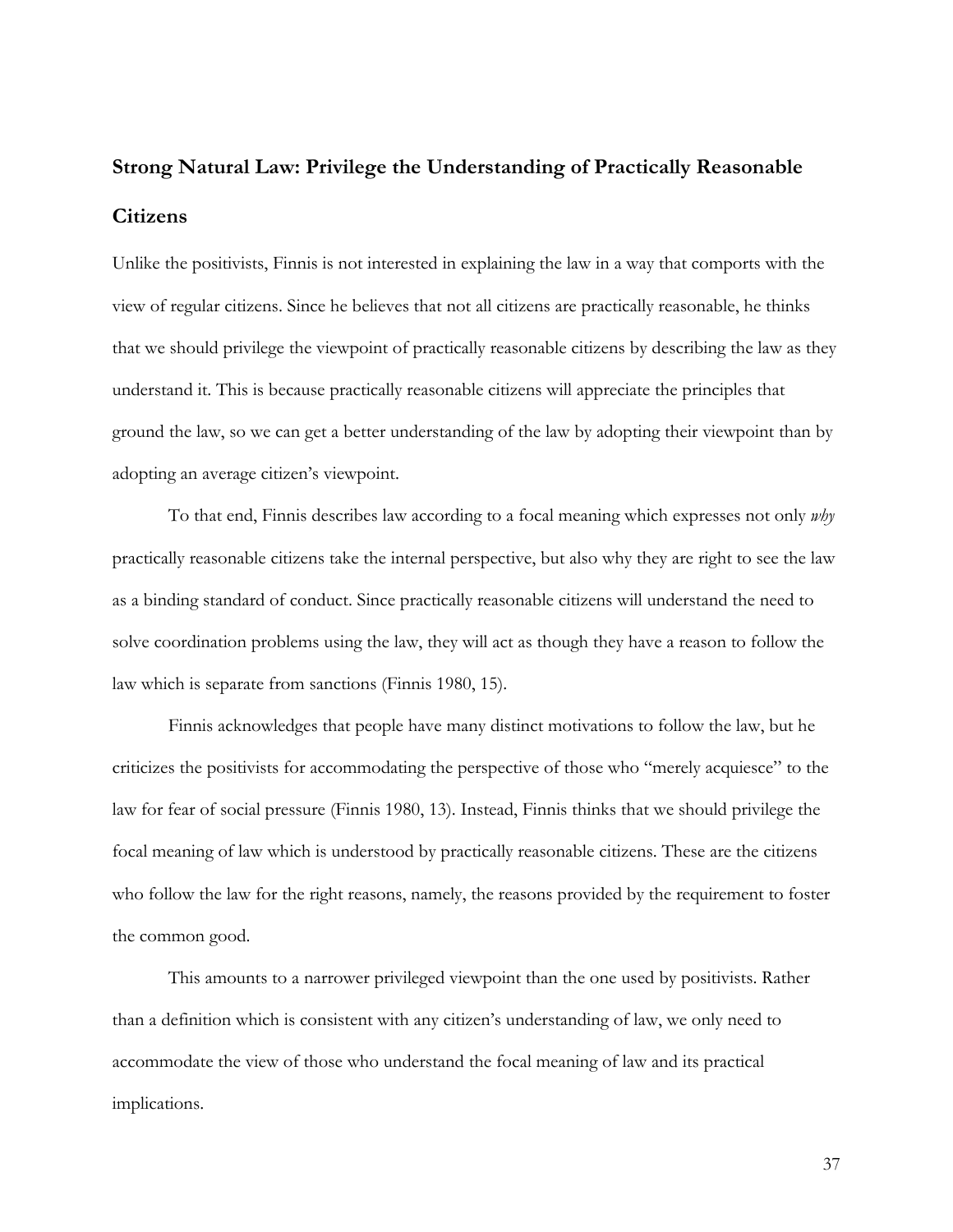## Strong Natural Law: Privilege the Understanding of Practically Reasonable Citizens

Unlike the positivists, Finnis is not interested in explaining the law in a way that comports with the view of regular citizens. Since he believes that not all citizens are practically reasonable, he thinks that we should privilege the viewpoint of practically reasonable citizens by describing the law as they understand it. This is because practically reasonable citizens will appreciate the principles that ground the law, so we can get a better understanding of the law by adopting their viewpoint than by adopting an average citizen's viewpoint.

To that end, Finnis describes law according to a focal meaning which expresses not only *why* practically reasonable citizens take the internal perspective, but also why they are right to see the law as a binding standard of conduct. Since practically reasonable citizens will understand the need to solve coordination problems using the law, they will act as though they have a reason to follow the law which is separate from sanctions (Finnis 1980, 15).

Finnis acknowledges that people have many distinct motivations to follow the law, but he criticizes the positivists for accommodating the perspective of those who "merely acquiesce" to the law for fear of social pressure (Finnis 1980, 13). Instead, Finnis thinks that we should privilege the focal meaning of law which is understood by practically reasonable citizens. These are the citizens who follow the law for the right reasons, namely, the reasons provided by the requirement to foster the common good.

This amounts to a narrower privileged viewpoint than the one used by positivists. Rather than a definition which is consistent with any citizen's understanding of law, we only need to accommodate the view of those who understand the focal meaning of law and its practical implications.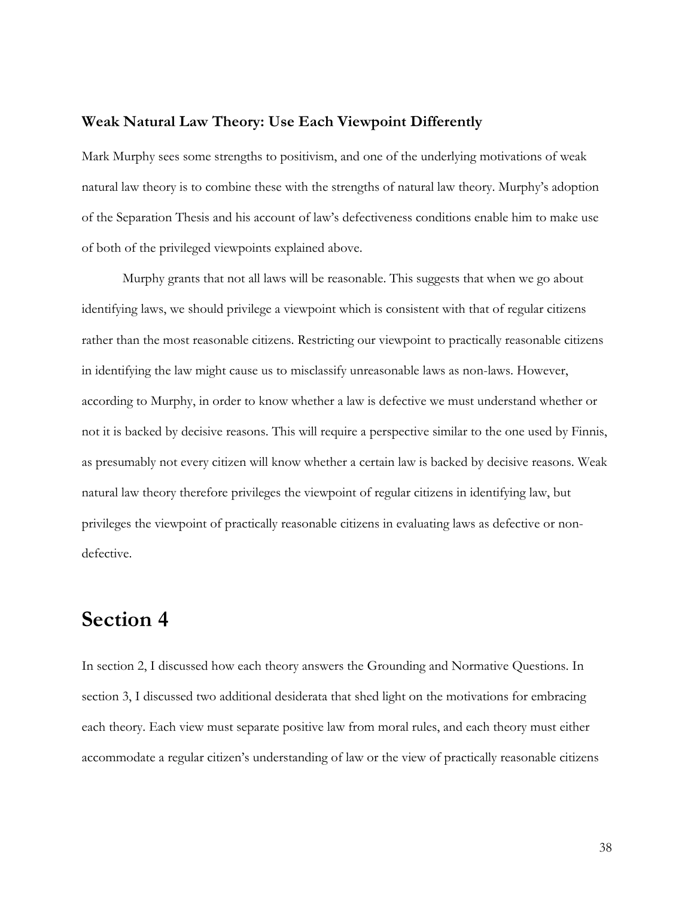### Weak Natural Law Theory: Use Each Viewpoint Differently

Mark Murphy sees some strengths to positivism, and one of the underlying motivations of weak natural law theory is to combine these with the strengths of natural law theory. Murphy's adoption of the Separation Thesis and his account of law's defectiveness conditions enable him to make use of both of the privileged viewpoints explained above.

Murphy grants that not all laws will be reasonable. This suggests that when we go about identifying laws, we should privilege a viewpoint which is consistent with that of regular citizens rather than the most reasonable citizens. Restricting our viewpoint to practically reasonable citizens in identifying the law might cause us to misclassify unreasonable laws as non-laws. However, according to Murphy, in order to know whether a law is defective we must understand whether or not it is backed by decisive reasons. This will require a perspective similar to the one used by Finnis, as presumably not every citizen will know whether a certain law is backed by decisive reasons. Weak natural law theory therefore privileges the viewpoint of regular citizens in identifying law, but privileges the viewpoint of practically reasonable citizens in evaluating laws as defective or non-defective.

## Section 4

In section 2, I discussed how each theory answers the Grounding and Normative Questions. In section 3, I discussed two additional desiderata that shed light on the motivations for embracing each theory. Each view must separate positive law from moral rules, and each theory must either accommodate a regular citizen's understanding of law or the view of practically reasonable citizens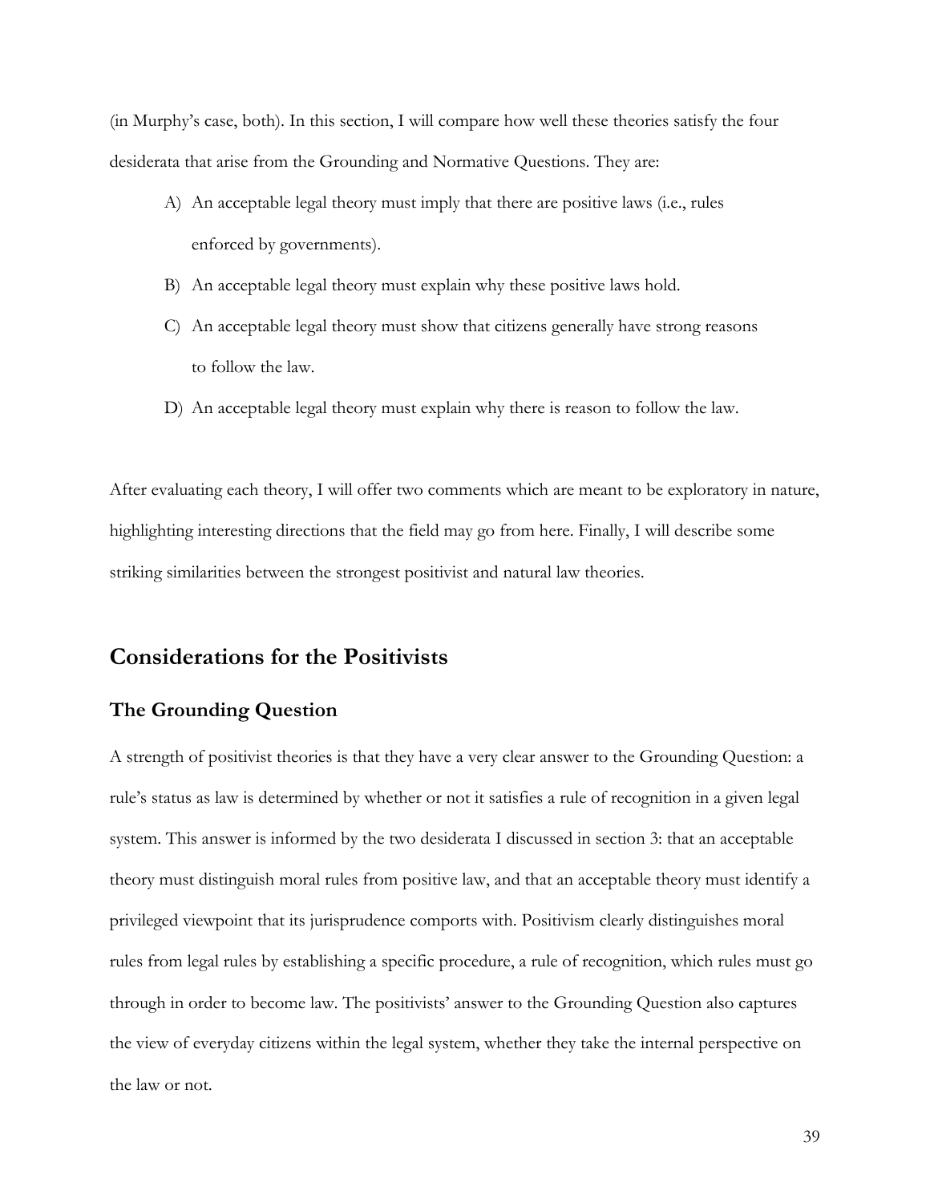(in Murphy's case, both). In this section, I will compare how well these theories satisfy the four desiderata that arise from the Grounding and Normative Questions. They are:

A) An acceptable legal theory must imply that there are positive laws (i.e., rules enforced by governments).

B) An acceptable legal theory must explain why these positive laws hold.

C) An acceptable legal theory must show that citizens generally have strong reasons to follow the law.

D) An acceptable legal theory must explain why there is reason to follow the law.

After evaluating each theory, I will offer two comments which are meant to be exploratory in nature, highlighting interesting directions that the field may go from here. Finally, I will describe some striking similarities between the strongest positivist and natural law theories.

## Considerations for the Positivists

### The Grounding Question

A strength of positivist theories is that they have a very clear answer to the Grounding Question: a rule's status as law is determined by whether or not it satisfies a rule of recognition in a given legal system. This answer is informed by the two desiderata I discussed in section 3: that an acceptable theory must distinguish moral rules from positive law, and that an acceptable theory must identify a privileged viewpoint that its jurisprudence comports with. Positivism clearly distinguishes moral rules from legal rules by establishing a specific procedure, a rule of recognition, which rules must go through in order to become law. The positivists' answer to the Grounding Question also captures the view of everyday citizens within the legal system, whether they take the internal perspective on the law or not.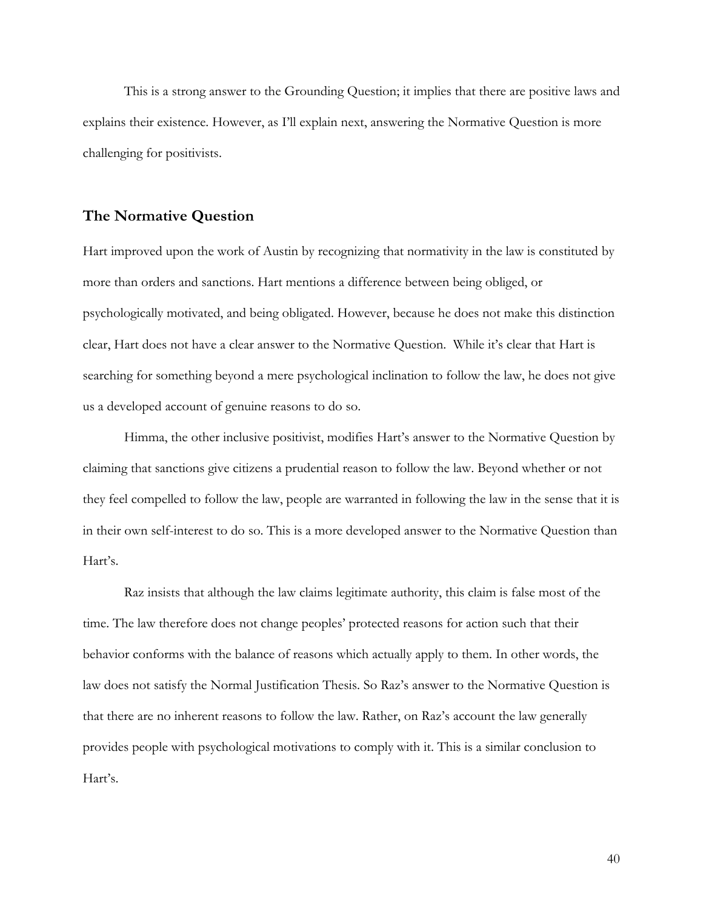This is a strong answer to the Grounding Question; it implies that there are positive laws and explains their existence. However, as I'll explain next, answering the Normative Question is more challenging for positivists.

## The Normative Question

Hart improved upon the work of Austin by recognizing that normativity in the law is constituted by more than orders and sanctions. Hart mentions a difference between being obliged, or psychologically motivated, and being obligated. However, because he does not make this distinction clear, Hart does not have a clear answer to the Normative Question. While it's clear that Hart is searching for something beyond a mere psychological inclination to follow the law, he does not give us a developed account of genuine reasons to do so.

Himma, the other inclusive positivist, modifies Hart's answer to the Normative Question by claiming that sanctions give citizens a prudential reason to follow the law. Beyond whether or not they feel compelled to follow the law, people are warranted in following the law in the sense that it is in their own self-interest to do so. This is a more developed answer to the Normative Question than Hart's.

Raz insists that although the law claims legitimate authority, this claim is false most of the time. The law therefore does not change peoples' protected reasons for action such that their behavior conforms with the balance of reasons which actually apply to them. In other words, the law does not satisfy the Normal Justification Thesis. So Raz's answer to the Normative Question is that there are no inherent reasons to follow the law. Rather, on Raz's account the law generally provides people with psychological motivations to comply with it. This is a similar conclusion to Hart's.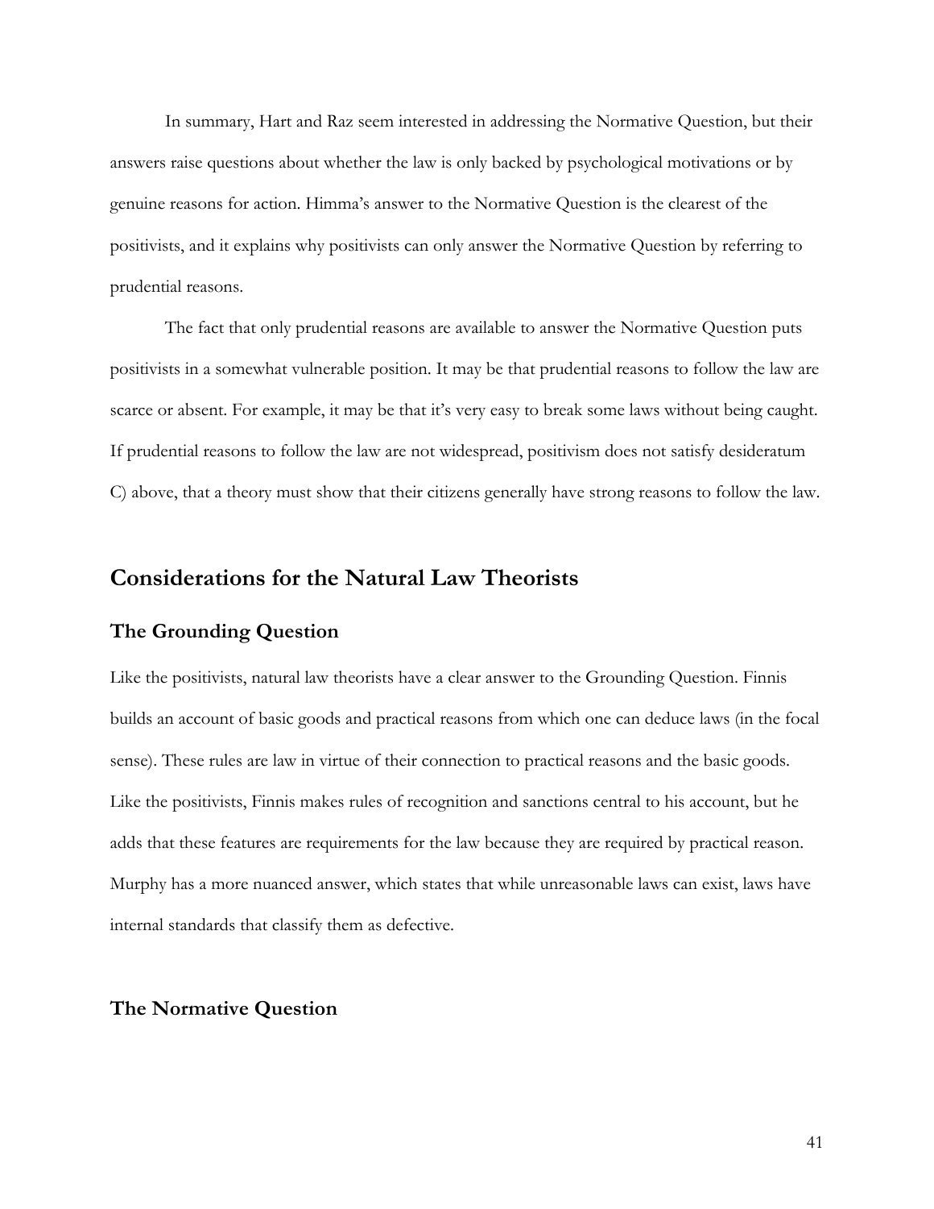In summary, Hart and Raz seem interested in addressing the Normative Question, but their answers raise questions about whether the law is only backed by psychological motivations or by genuine reasons for action. Himma's answer to the Normative Question is the clearest of the positivists, and it explains why positivists can only answer the Normative Question by referring to prudential reasons.

The fact that only prudential reasons are available to answer the Normative Question puts positivists in a somewhat vulnerable position. It may be that prudential reasons to follow the law are scarce or absent. For example, it may be that it's very easy to break some laws without being caught. If prudential reasons to follow the law are not widespread, positivism does not satisfy desideratum C) above, that a theory must show that their citizens generally have strong reasons to follow the law.

## Considerations for the Natural Law Theorists

### The Grounding Question

Like the positivists, natural law theorists have a clear answer to the Grounding Question. Finnis builds an account of basic goods and practical reasons from which one can deduce laws (in the focal sense). These rules are law in virtue of their connection to practical reasons and the basic goods. Like the positivists, Finnis makes rules of recognition and sanctions central to his account, but he adds that these features are requirements for the law because they are required by practical reason. Murphy has a more nuanced answer, which states that while unreasonable laws can exist, laws have internal standards that classify them as defective.

### The Normative Question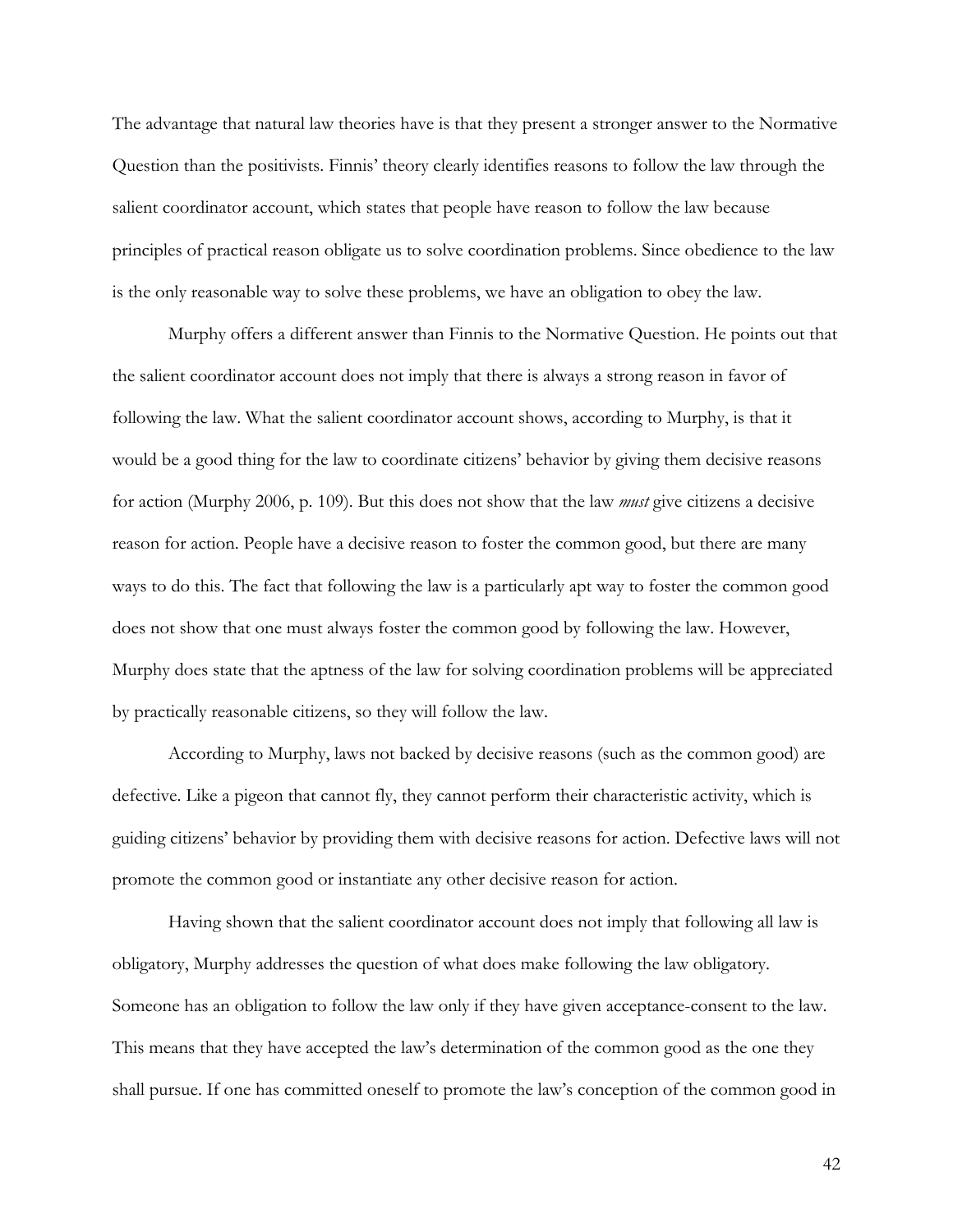The advantage that natural law theories have is that they present a stronger answer to the Normative Question than the positivists. Finnis' theory clearly identifies reasons to follow the law through the salient coordinator account, which states that people have reason to follow the law because principles of practical reason obligate us to solve coordination problems. Since obedience to the law is the only reasonable way to solve these problems, we have an obligation to obey the law.

Murphy offers a different answer than Finnis to the Normative Question. He points out that the salient coordinator account does not imply that there is always a strong reason in favor of following the law. What the salient coordinator account shows, according to Murphy, is that it would be a good thing for the law to coordinate citizens' behavior by giving them decisive reasons for action (Murphy 2006, p. 109). But this does not show that the law *must* give citizens a decisive reason for action. People have a decisive reason to foster the common good, but there are many ways to do this. The fact that following the law is a particularly apt way to foster the common good does not show that one must always foster the common good by following the law. However, Murphy does state that the aptness of the law for solving coordination problems will be appreciated by practically reasonable citizens, so they will follow the law.

According to Murphy, laws not backed by decisive reasons (such as the common good) are defective. Like a pigeon that cannot fly, they cannot perform their characteristic activity, which is guiding citizens' behavior by providing them with decisive reasons for action. Defective laws will not promote the common good or instantiate any other decisive reason for action.

Having shown that the salient coordinator account does not imply that following all law is obligatory, Murphy addresses the question of what does make following the law obligatory. Someone has an obligation to follow the law only if they have given acceptance-consent to the law. This means that they have accepted the law's determination of the common good as the one they shall pursue. If one has committed oneself to promote the law's conception of the common good in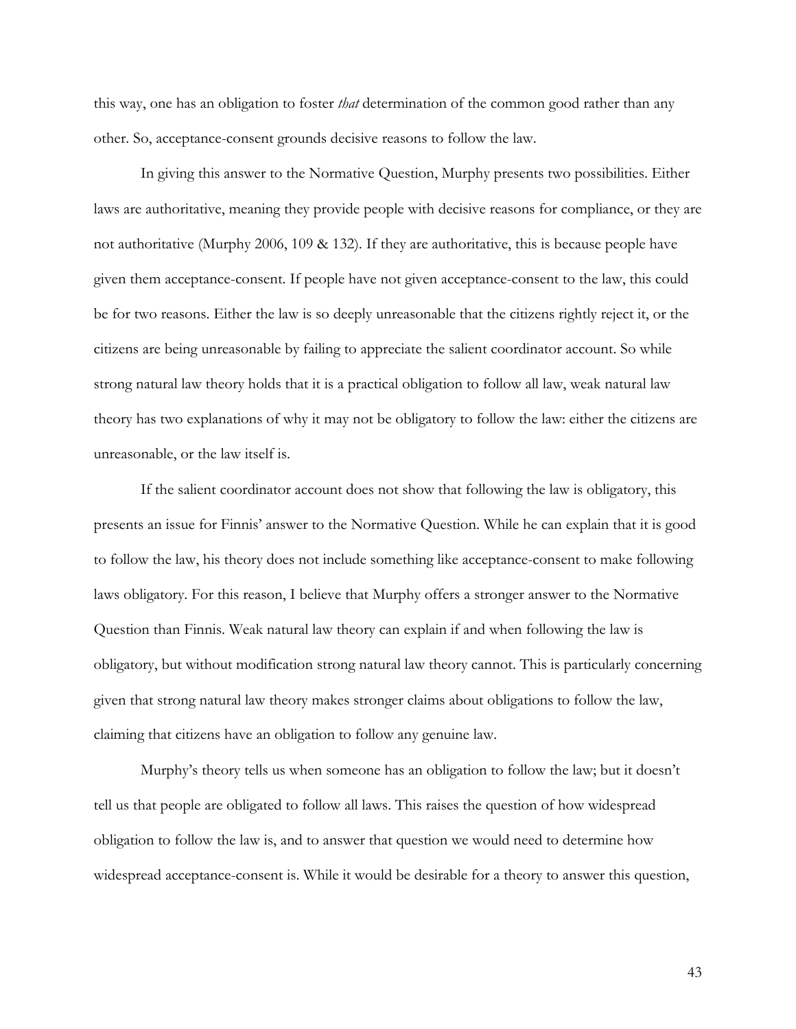this way, one has an obligation to foster *that* determination of the common good rather than any other. So, acceptance-consent grounds decisive reasons to follow the law.

In giving this answer to the Normative Question, Murphy presents two possibilities. Either laws are authoritative, meaning they provide people with decisive reasons for compliance, or they are not authoritative (Murphy 2006, 109 & 132). If they are authoritative, this is because people have given them acceptance-consent. If people have not given acceptance-consent to the law, this could be for two reasons. Either the law is so deeply unreasonable that the citizens rightly reject it, or the citizens are being unreasonable by failing to appreciate the salient coordinator account. So while strong natural law theory holds that it is a practical obligation to follow all law, weak natural law theory has two explanations of why it may not be obligatory to follow the law: either the citizens are unreasonable, or the law itself is.

If the salient coordinator account does not show that following the law is obligatory, this presents an issue for Finnis' answer to the Normative Question. While he can explain that it is good to follow the law, his theory does not include something like acceptance-consent to make following laws obligatory. For this reason, I believe that Murphy offers a stronger answer to the Normative Question than Finnis. Weak natural law theory can explain if and when following the law is obligatory, but without modification strong natural law theory cannot. This is particularly concerning given that strong natural law theory makes stronger claims about obligations to follow the law, claiming that citizens have an obligation to follow any genuine law.

Murphy's theory tells us when someone has an obligation to follow the law; but it doesn't tell us that people are obligated to follow all laws. This raises the question of how widespread obligation to follow the law is, and to answer that question we would need to determine how widespread acceptance-consent is. While it would be desirable for a theory to answer this question,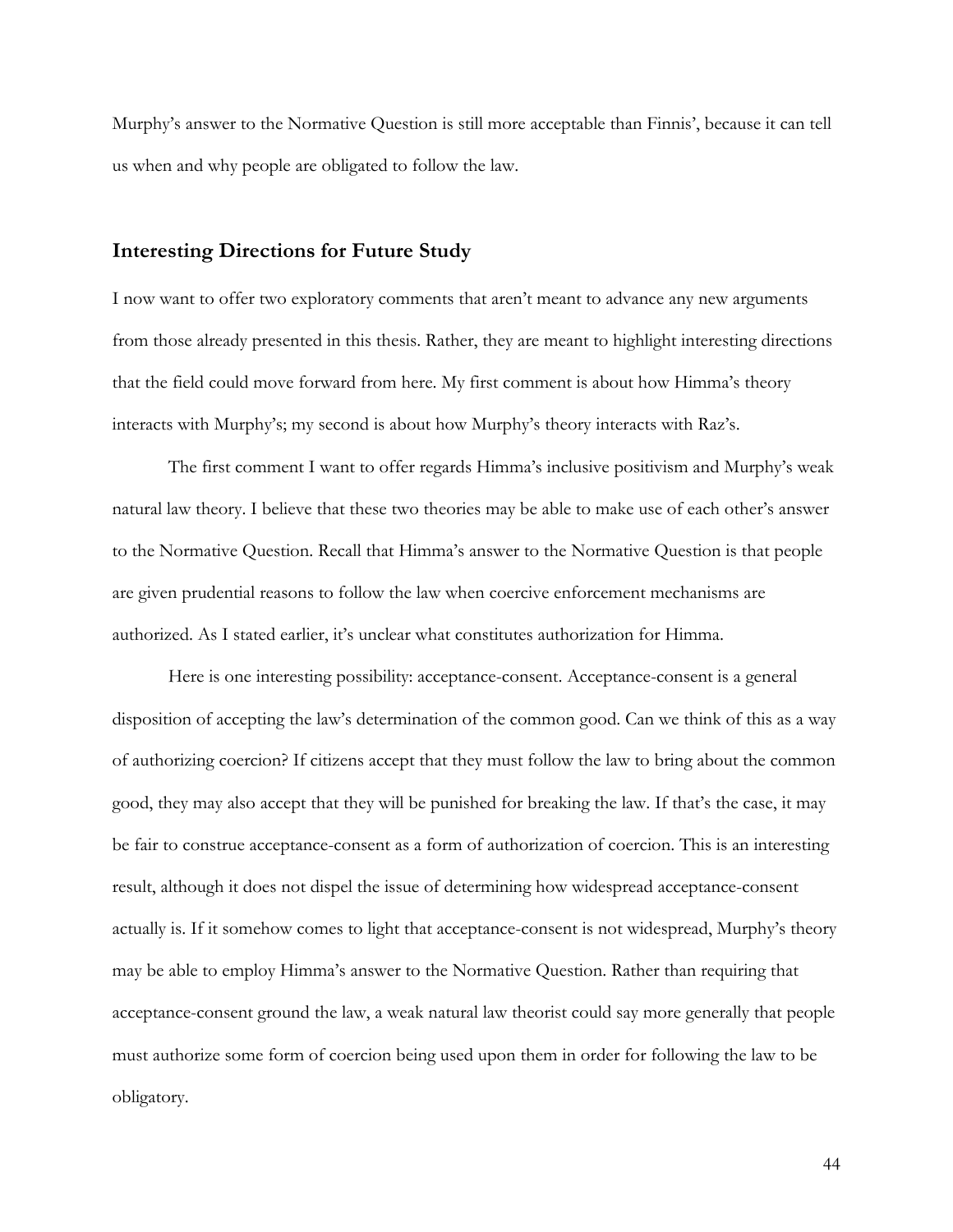Murphy's answer to the Normative Question is still more acceptable than Finnis', because it can tell us when and why people are obligated to follow the law.

## Interesting Directions for Future Study

I now want to offer two exploratory comments that aren't meant to advance any new arguments from those already presented in this thesis. Rather, they are meant to highlight interesting directions that the field could move forward from here. My first comment is about how Himma's theory interacts with Murphy's; my second is about how Murphy's theory interacts with Raz's.

The first comment I want to offer regards Himma's inclusive positivism and Murphy's weak natural law theory. I believe that these two theories may be able to make use of each other's answer to the Normative Question. Recall that Himma's answer to the Normative Question is that people are given prudential reasons to follow the law when coercive enforcement mechanisms are authorized. As I stated earlier, it's unclear what constitutes authorization for Himma.

Here is one interesting possibility: acceptance-consent. Acceptance-consent is a general disposition of accepting the law's determination of the common good. Can we think of this as a way of authorizing coercion? If citizens accept that they must follow the law to bring about the common good, they may also accept that they will be punished for breaking the law. If that's the case, it may be fair to construe acceptance-consent as a form of authorization of coercion. This is an interesting result, although it does not dispel the issue of determining how widespread acceptance-consent actually is. If it somehow comes to light that acceptance-consent is not widespread, Murphy's theory may be able to employ Himma's answer to the Normative Question. Rather than requiring that acceptance-consent ground the law, a weak natural law theorist could say more generally that people must authorize some form of coercion being used upon them in order for following the law to be obligatory.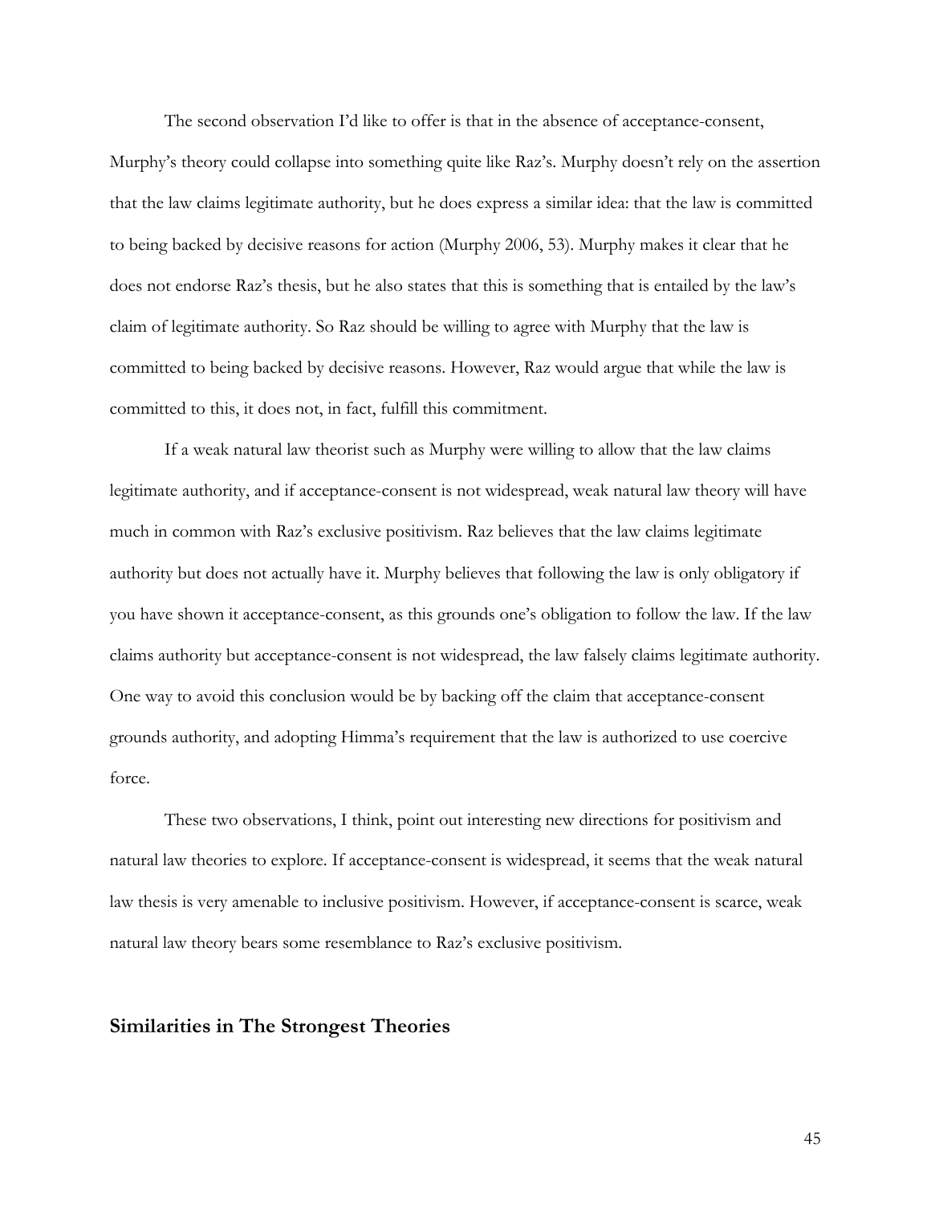The second observation I'd like to offer is that in the absence of acceptance-consent, Murphy's theory could collapse into something quite like Raz's. Murphy doesn't rely on the assertion that the law claims legitimate authority, but he does express a similar idea: that the law is committed to being backed by decisive reasons for action (Murphy 2006, 53). Murphy makes it clear that he does not endorse Raz's thesis, but he also states that this is something that is entailed by the law's claim of legitimate authority. So Raz should be willing to agree with Murphy that the law is committed to being backed by decisive reasons. However, Raz would argue that while the law is committed to this, it does not, in fact, fulfill this commitment.

If a weak natural law theorist such as Murphy were willing to allow that the law claims legitimate authority, and if acceptance-consent is not widespread, weak natural law theory will have much in common with Raz's exclusive positivism. Raz believes that the law claims legitimate authority but does not actually have it. Murphy believes that following the law is only obligatory if you have shown it acceptance-consent, as this grounds one's obligation to follow the law. If the law claims authority but acceptance-consent is not widespread, the law falsely claims legitimate authority. One way to avoid this conclusion would be by backing off the claim that acceptance-consent grounds authority, and adopting Himma's requirement that the law is authorized to use coercive force.

These two observations, I think, point out interesting new directions for positivism and natural law theories to explore. If acceptance-consent is widespread, it seems that the weak natural law thesis is very amenable to inclusive positivism. However, if acceptance-consent is scarce, weak natural law theory bears some resemblance to Raz's exclusive positivism.

## Similarities in The Strongest Theories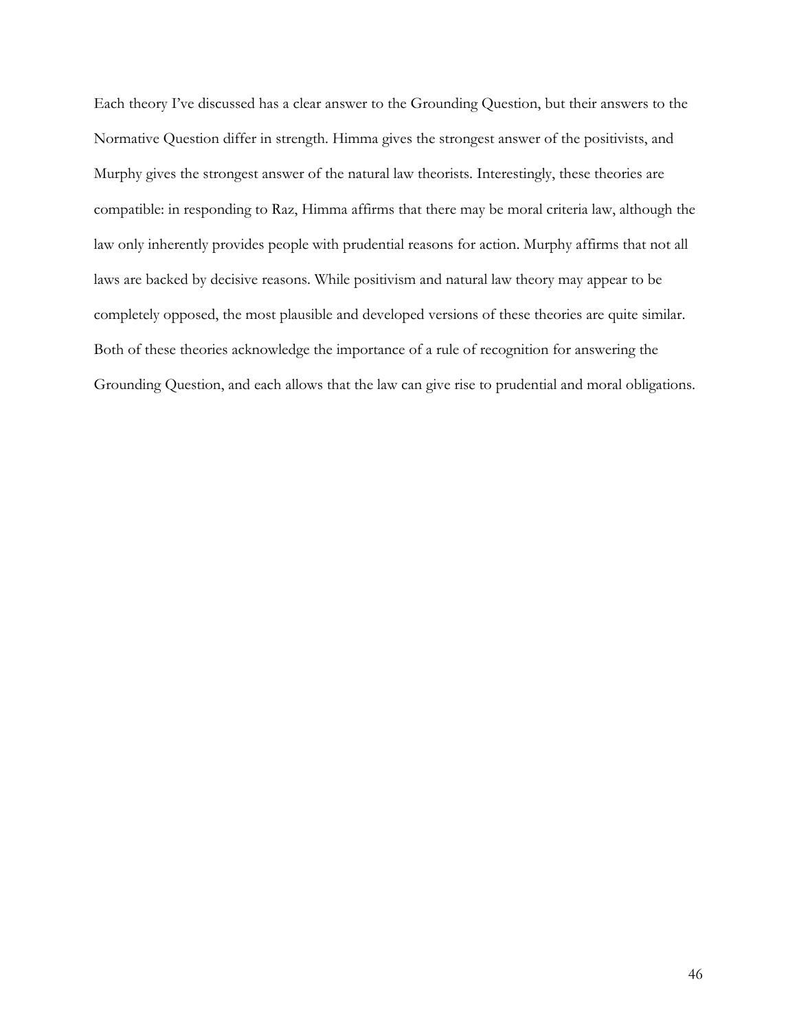Each theory I've discussed has a clear answer to the Grounding Question, but their answers to the Normative Question differ in strength. Himma gives the strongest answer of the positivists, and Murphy gives the strongest answer of the natural law theorists. Interestingly, these theories are compatible: in responding to Raz, Himma affirms that there may be moral criteria law, although the law only inherently provides people with prudential reasons for action. Murphy affirms that not all laws are backed by decisive reasons. While positivism and natural law theory may appear to be completely opposed, the most plausible and developed versions of these theories are quite similar. Both of these theories acknowledge the importance of a rule of recognition for answering the Grounding Question, and each allows that the law can give rise to prudential and moral obligations.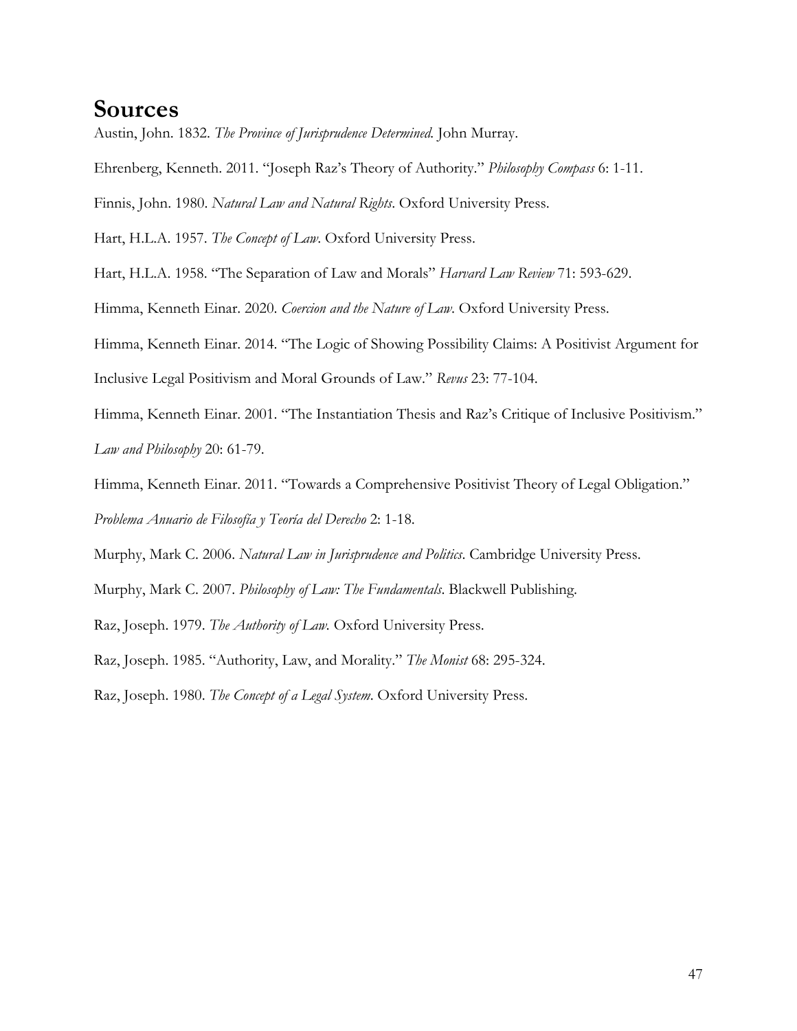# Sources

Austin, John. 1832. *The Province of Jurisprudence Determined.* John Murray.

Ehrenberg, Kenneth. 2011. "Joseph Raz's Theory of Authority." *Philosophy Compass* 6: 1-11.

Finnis, John. 1980. *Natural Law and Natural Rights*. Oxford University Press.

Hart, H.L.A. 1957. *The Concept of Law*. Oxford University Press.

Hart, H.L.A. 1958. "The Separation of Law and Morals" *Harvard Law Review* 71: 593-629.

Himma, Kenneth Einar. 2020. *Coercion and the Nature of Law*. Oxford University Press.

Himma, Kenneth Einar. 2014. "The Logic of Showing Possibility Claims: A Positivist Argument for Inclusive Legal Positivism and Moral Grounds of Law." *Revus* 23: 77-104.

Himma, Kenneth Einar. 2001. "The Instantiation Thesis and Raz's Critique of Inclusive Positivism." *Law and Philosophy* 20: 61-79.

Himma, Kenneth Einar. 2011. "Towards a Comprehensive Positivist Theory of Legal Obligation." *Problema Anuario de Filosofía y Teoría del Derecho* 2: 1-18.

Murphy, Mark C. 2006. *Natural Law in Jurisprudence and Politics*. Cambridge University Press.

Murphy, Mark C. 2007. *Philosophy of Law: The Fundamentals*. Blackwell Publishing.

Raz, Joseph. 1979. *The Authority of Law.* Oxford University Press.

Raz, Joseph. 1985. "Authority, Law, and Morality." *The Monist* 68: 295-324.

Raz, Joseph. 1980. *The Concept of a Legal System*. Oxford University Press.